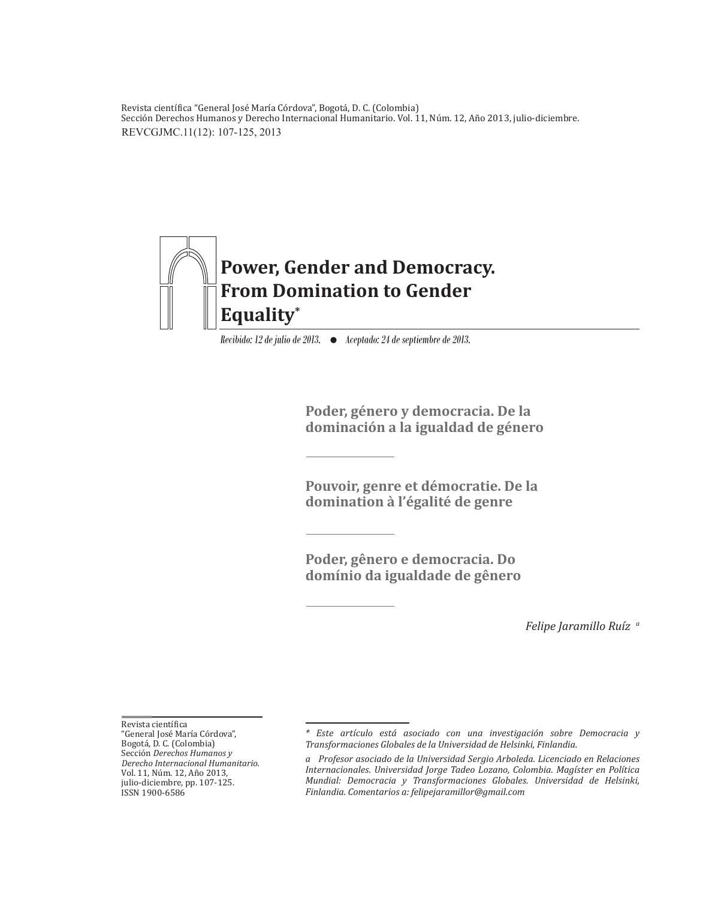Revista científica “General José María Córdova”, Bogotá, D. C. (Colombia)
Sección Derechos Humanos y Derecho Internacional Humanitario. Vol. 11, Núm. 12, Año 2013, julio-diciembre.
REVCGJMC.11(12): 107-125, 2013

# Power, Gender and Democracy. From Domination to Gender Equality*

*Recibido: 12 de julio de 2013. ● Aceptado: 24 de septiembre de 2013.*

## Poder, género y democracia. De la dominación a la igualdad de género

## Pouvoir, genre et démocratie. De la domination à l’égalité de genre

## Poder, gênero e democracia. Do domínio da igualdade de gênero

*Felipe Jaramillo Ruíz* [a]

Revista científica
“General José María Córdova”,
Bogotá, D. C. (Colombia)
Sección *Derechos Humanos y Derecho Internacional Humanitario.*
Vol. 11, Núm. 12, Año 2013,
julio-diciembre, pp. 107-125.
ISSN 1900-6586

*\* Este artículo está asociado con una investigación sobre Democracia y Transformaciones Globales de la Universidad de Helsinki, Finlandia.*

*a Profesor asociado de la Universidad Sergio Arboleda. Licenciado en Relaciones Internacionales. Universidad Jorge Tadeo Lozano, Colombia. Magíster en Política Mundial: Democracia y Transformaciones Globales. Universidad de Helsinki, Finlandia. Comentarios a: felipejaramillor@gmail.com*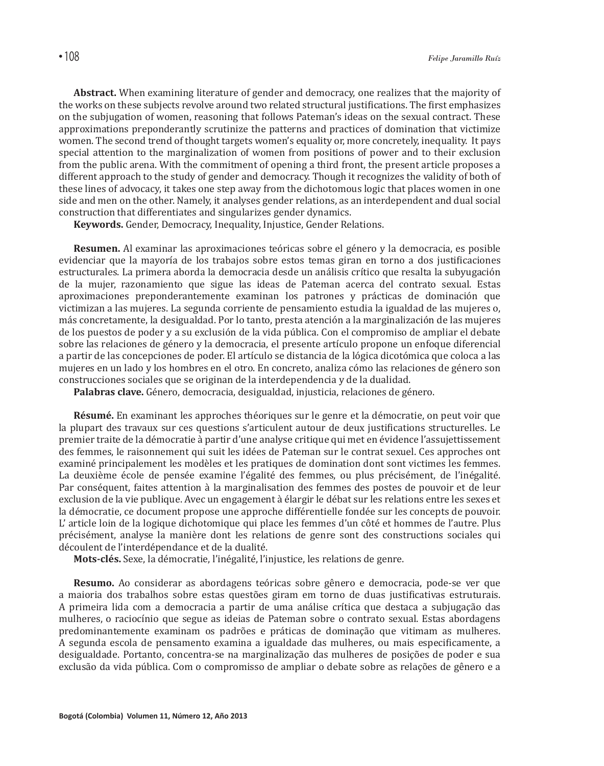**Abstract.** When examining literature of gender and democracy, one realizes that the majority of the works on these subjects revolve around two related structural justifications. The first emphasizes on the subjugation of women, reasoning that follows Pateman's ideas on the sexual contract. These approximations preponderantly scrutinize the patterns and practices of domination that victimize women. The second trend of thought targets women's equality or, more concretely, inequality. It pays special attention to the marginalization of women from positions of power and to their exclusion from the public arena. With the commitment of opening a third front, the present article proposes a different approach to the study of gender and democracy. Though it recognizes the validity of both of these lines of advocacy, it takes one step away from the dichotomous logic that places women in one side and men on the other. Namely, it analyses gender relations, as an interdependent and dual social construction that differentiates and singularizes gender dynamics.

**Keywords.** Gender, Democracy, Inequality, Injustice, Gender Relations.

**Resumen.** Al examinar las aproximaciones teóricas sobre el género y la democracia, es posible evidenciar que la mayoría de los trabajos sobre estos temas giran en torno a dos justificaciones estructurales. La primera aborda la democracia desde un análisis crítico que resalta la subyugación de la mujer, razonamiento que sigue las ideas de Pateman acerca del contrato sexual. Estas aproximaciones preponderantemente examinan los patrones y prácticas de dominación que victimizan a las mujeres. La segunda corriente de pensamiento estudia la igualdad de las mujeres o, más concretamente, la desigualdad. Por lo tanto, presta atención a la marginalización de las mujeres de los puestos de poder y a su exclusión de la vida pública. Con el compromiso de ampliar el debate sobre las relaciones de género y la democracia, el presente artículo propone un enfoque diferencial a partir de las concepciones de poder. El artículo se distancia de la lógica dicotómica que coloca a las mujeres en un lado y los hombres en el otro. En concreto, analiza cómo las relaciones de género son construcciones sociales que se originan de la interdependencia y de la dualidad.

**Palabras clave.** Género, democracia, desigualdad, injusticia, relaciones de género.

**Résumé.** En examinant les approches théoriques sur le genre et la démocratie, on peut voir que la plupart des travaux sur ces questions s'articulent autour de deux justifications structurelles. Le premier traite de la démocratie à partir d'une analyse critique qui met en évidence l'assujettissement des femmes, le raisonnement qui suit les idées de Pateman sur le contrat sexuel. Ces approches ont examiné principalement les modèles et les pratiques de domination dont sont victimes les femmes. La deuxième école de pensée examine l'égalité des femmes, ou plus précisément, de l'inégalité. Par conséquent, faites attention à la marginalisation des femmes des postes de pouvoir et de leur exclusion de la vie publique. Avec un engagement à élargir le débat sur les relations entre les sexes et la démocratie, ce document propose une approche différentielle fondée sur les concepts de pouvoir. L' article loin de la logique dichotomique qui place les femmes d'un côté et hommes de l'autre. Plus précisément, analyse la manière dont les relations de genre sont des constructions sociales qui découlent de l'interdépendance et de la dualité.

**Mots-clés.** Sexe, la démocratie, l'inégalité, l'injustice, les relations de genre.

**Resumo.** Ao considerar as abordagens teóricas sobre gênero e democracia, pode-se ver que a maioria dos trabalhos sobre estas questões giram em torno de duas justificativas estruturais. A primeira lida com a democracia a partir de uma análise crítica que destaca a subjugação das mulheres, o raciocínio que segue as ideias de Pateman sobre o contrato sexual. Estas abordagens predominantemente examinam os padrões e práticas de dominação que vitimam as mulheres. A segunda escola de pensamento examina a igualdade das mulheres, ou mais especificamente, a desigualdade. Portanto, concentra-se na marginalização das mulheres de posições de poder e sua exclusão da vida pública. Com o compromisso de ampliar o debate sobre as relações de gênero e a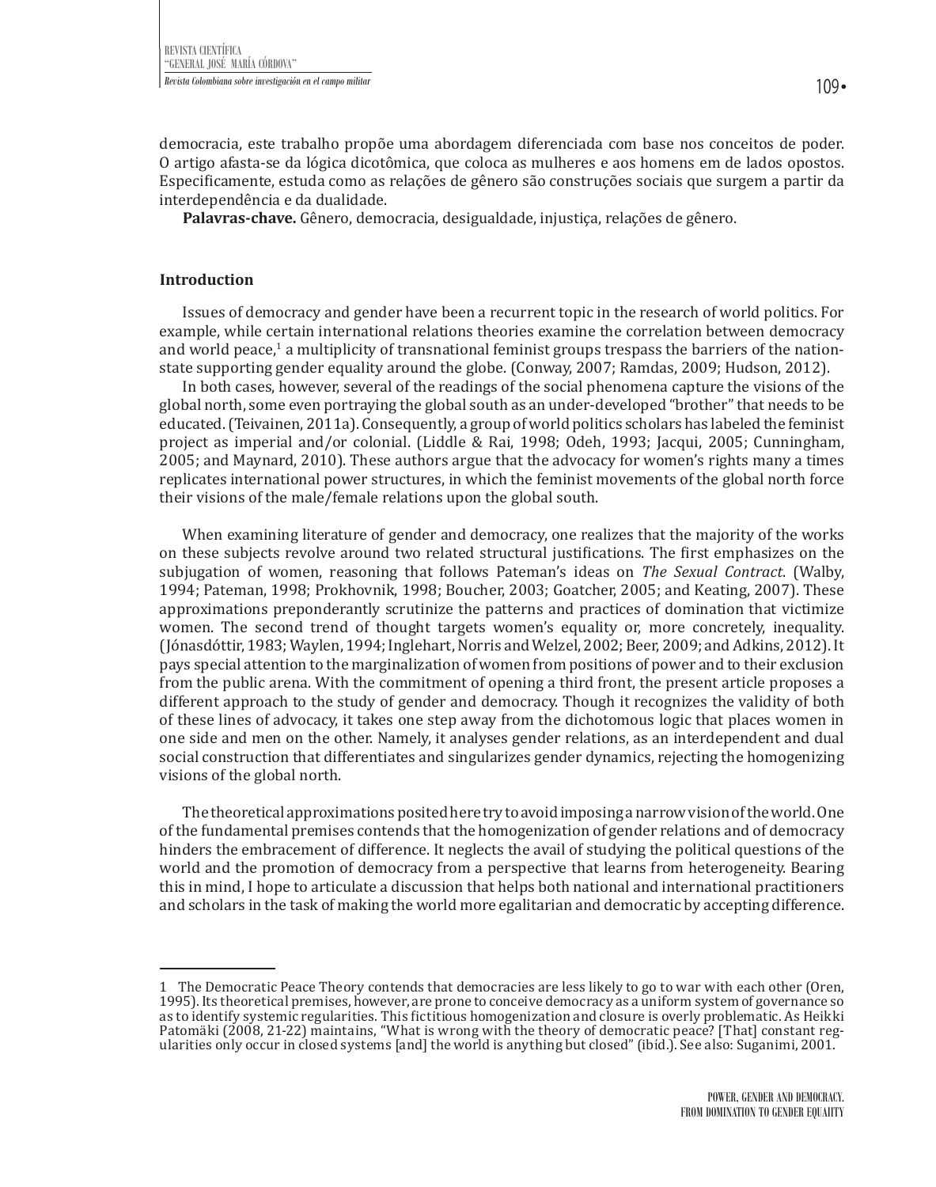democracia, este trabalho propõe uma abordagem diferenciada com base nos conceitos de poder. O artigo afasta-se da lógica dicotômica, que coloca as mulheres e aos homens em de lados opostos. Especificamente, estuda como as relações de gênero são construções sociais que surgem a partir da interdependência e da dualidade.

**Palavras-chave.** Gênero, democracia, desigualdade, injustiça, relações de gênero.

### Introduction

Issues of democracy and gender have been a recurrent topic in the research of world politics. For example, while certain international relations theories examine the correlation between democracy and world peace,[1] a multiplicity of transnational feminist groups trespass the barriers of the nation-state supporting gender equality around the globe. (Conway, 2007; Ramdas, 2009; Hudson, 2012).

In both cases, however, several of the readings of the social phenomena capture the visions of the global north, some even portraying the global south as an under-developed "brother" that needs to be educated. (Teivainen, 2011a). Consequently, a group of world politics scholars has labeled the feminist project as imperial and/or colonial. (Liddle & Rai, 1998; Odeh, 1993; Jacqui, 2005; Cunningham, 2005; and Maynard, 2010). These authors argue that the advocacy for women's rights many a times replicates international power structures, in which the feminist movements of the global north force their visions of the male/female relations upon the global south.

When examining literature of gender and democracy, one realizes that the majority of the works on these subjects revolve around two related structural justifications. The first emphasizes on the subjugation of women, reasoning that follows Pateman's ideas on *The Sexual Contract*. (Walby, 1994; Pateman, 1998; Prokhovnik, 1998; Boucher, 2003; Goatcher, 2005; and Keating, 2007). These approximations preponderantly scrutinize the patterns and practices of domination that victimize women. The second trend of thought targets women's equality or, more concretely, inequality. (Jónasdóttir, 1983; Waylen, 1994; Inglehart, Norris and Welzel, 2002; Beer, 2009; and Adkins, 2012). It pays special attention to the marginalization of women from positions of power and to their exclusion from the public arena. With the commitment of opening a third front, the present article proposes a different approach to the study of gender and democracy. Though it recognizes the validity of both of these lines of advocacy, it takes one step away from the dichotomous logic that places women in one side and men on the other. Namely, it analyses gender relations, as an interdependent and dual social construction that differentiates and singularizes gender dynamics, rejecting the homogenizing visions of the global north.

The theoretical approximations posited here try to avoid imposing a narrow vision of the world. One of the fundamental premises contends that the homogenization of gender relations and of democracy hinders the embracement of difference. It neglects the avail of studying the political questions of the world and the promotion of democracy from a perspective that learns from heterogeneity. Bearing this in mind, I hope to articulate a discussion that helps both national and international practitioners and scholars in the task of making the world more egalitarian and democratic by accepting difference.

---

1 The Democratic Peace Theory contends that democracies are less likely to go to war with each other (Oren, 1995). Its theoretical premises, however, are prone to conceive democracy as a uniform system of governance so as to identify systemic regularities. This fictitious homogenization and closure is overly problematic. As Heikki Patomäki (2008, 21-22) maintains, "What is wrong with the theory of democratic peace? [That] constant regularities only occur in closed systems [and] the world is anything but closed" (ibíd.). See also: Suganimi, 2001.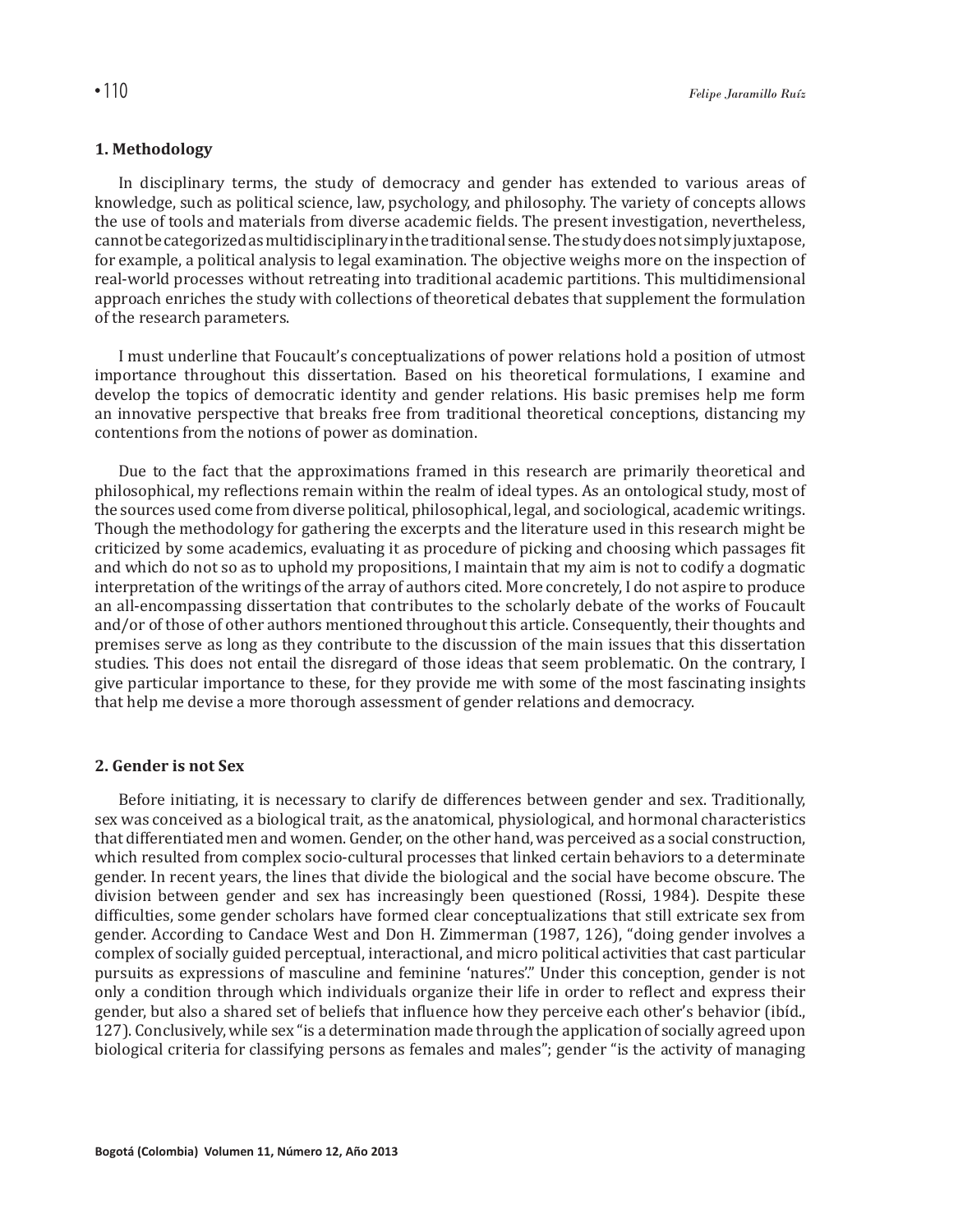## 1. Methodology

In disciplinary terms, the study of democracy and gender has extended to various areas of knowledge, such as political science, law, psychology, and philosophy. The variety of concepts allows the use of tools and materials from diverse academic fields. The present investigation, nevertheless, cannot be categorized as multidisciplinary in the traditional sense. The study does not simply juxtapose, for example, a political analysis to legal examination. The objective weighs more on the inspection of real-world processes without retreating into traditional academic partitions. This multidimensional approach enriches the study with collections of theoretical debates that supplement the formulation of the research parameters.

I must underline that Foucault's conceptualizations of power relations hold a position of utmost importance throughout this dissertation. Based on his theoretical formulations, I examine and develop the topics of democratic identity and gender relations. His basic premises help me form an innovative perspective that breaks free from traditional theoretical conceptions, distancing my contentions from the notions of power as domination.

Due to the fact that the approximations framed in this research are primarily theoretical and philosophical, my reflections remain within the realm of ideal types. As an ontological study, most of the sources used come from diverse political, philosophical, legal, and sociological, academic writings. Though the methodology for gathering the excerpts and the literature used in this research might be criticized by some academics, evaluating it as procedure of picking and choosing which passages fit and which do not so as to uphold my propositions, I maintain that my aim is not to codify a dogmatic interpretation of the writings of the array of authors cited. More concretely, I do not aspire to produce an all-encompassing dissertation that contributes to the scholarly debate of the works of Foucault and/or of those of other authors mentioned throughout this article. Consequently, their thoughts and premises serve as long as they contribute to the discussion of the main issues that this dissertation studies. This does not entail the disregard of those ideas that seem problematic. On the contrary, I give particular importance to these, for they provide me with some of the most fascinating insights that help me devise a more thorough assessment of gender relations and democracy.

## 2. Gender is not Sex

Before initiating, it is necessary to clarify de differences between gender and sex. Traditionally, sex was conceived as a biological trait, as the anatomical, physiological, and hormonal characteristics that differentiated men and women. Gender, on the other hand, was perceived as a social construction, which resulted from complex socio-cultural processes that linked certain behaviors to a determinate gender. In recent years, the lines that divide the biological and the social have become obscure. The division between gender and sex has increasingly been questioned (Rossi, 1984). Despite these difficulties, some gender scholars have formed clear conceptualizations that still extricate sex from gender. According to Candace West and Don H. Zimmerman (1987, 126), "doing gender involves a complex of socially guided perceptual, interactional, and micro political activities that cast particular pursuits as expressions of masculine and feminine 'natures'." Under this conception, gender is not only a condition through which individuals organize their life in order to reflect and express their gender, but also a shared set of beliefs that influence how they perceive each other's behavior (ibíd., 127). Conclusively, while sex "is a determination made through the application of socially agreed upon biological criteria for classifying persons as females and males"; gender "is the activity of managing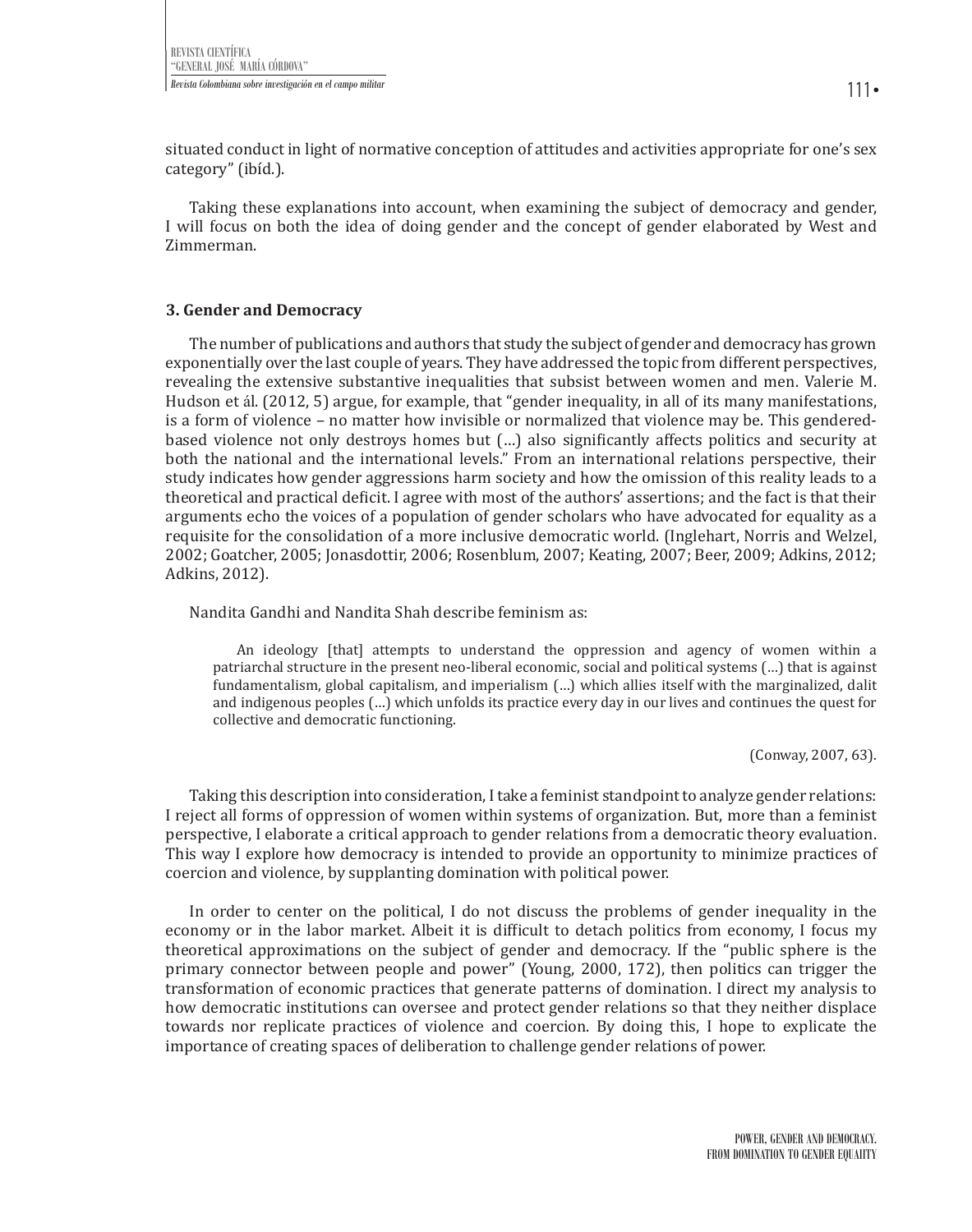situated conduct in light of normative conception of attitudes and activities appropriate for one's sex category" (ibíd.).

Taking these explanations into account, when examining the subject of democracy and gender, I will focus on both the idea of doing gender and the concept of gender elaborated by West and Zimmerman.

### 3. Gender and Democracy

The number of publications and authors that study the subject of gender and democracy has grown exponentially over the last couple of years. They have addressed the topic from different perspectives, revealing the extensive substantive inequalities that subsist between women and men. Valerie M. Hudson et ál. (2012, 5) argue, for example, that "gender inequality, in all of its many manifestations, is a form of violence – no matter how invisible or normalized that violence may be. This gendered-based violence not only destroys homes but (…) also significantly affects politics and security at both the national and the international levels." From an international relations perspective, their study indicates how gender aggressions harm society and how the omission of this reality leads to a theoretical and practical deficit. I agree with most of the authors' assertions; and the fact is that their arguments echo the voices of a population of gender scholars who have advocated for equality as a requisite for the consolidation of a more inclusive democratic world. (Inglehart, Norris and Welzel, 2002; Goatcher, 2005; Jonasdottir, 2006; Rosenblum, 2007; Keating, 2007; Beer, 2009; Adkins, 2012; Adkins, 2012).

Nandita Gandhi and Nandita Shah describe feminism as:

> An ideology [that] attempts to understand the oppression and agency of women within a patriarchal structure in the present neo-liberal economic, social and political systems (…) that is against fundamentalism, global capitalism, and imperialism (…) which allies itself with the marginalized, dalit and indigenous peoples (…) which unfolds its practice every day in our lives and continues the quest for collective and democratic functioning.
>
> (Conway, 2007, 63).

Taking this description into consideration, I take a feminist standpoint to analyze gender relations: I reject all forms of oppression of women within systems of organization. But, more than a feminist perspective, I elaborate a critical approach to gender relations from a democratic theory evaluation. This way I explore how democracy is intended to provide an opportunity to minimize practices of coercion and violence, by supplanting domination with political power.

In order to center on the political, I do not discuss the problems of gender inequality in the economy or in the labor market. Albeit it is difficult to detach politics from economy, I focus my theoretical approximations on the subject of gender and democracy. If the "public sphere is the primary connector between people and power" (Young, 2000, 172), then politics can trigger the transformation of economic practices that generate patterns of domination. I direct my analysis to how democratic institutions can oversee and protect gender relations so that they neither displace towards nor replicate practices of violence and coercion. By doing this, I hope to explicate the importance of creating spaces of deliberation to challenge gender relations of power.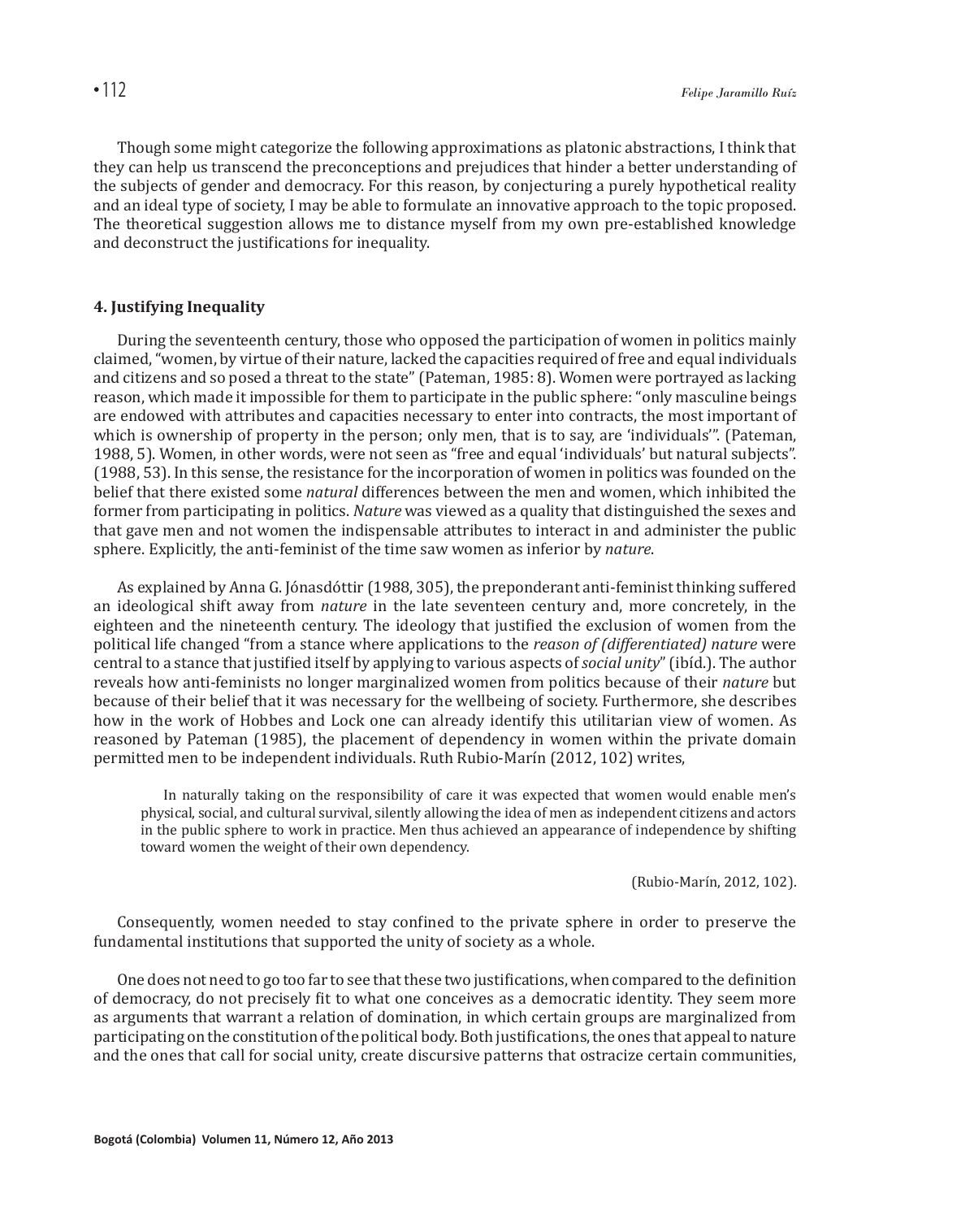Though some might categorize the following approximations as platonic abstractions, I think that they can help us transcend the preconceptions and prejudices that hinder a better understanding of the subjects of gender and democracy. For this reason, by conjecturing a purely hypothetical reality and an ideal type of society, I may be able to formulate an innovative approach to the topic proposed. The theoretical suggestion allows me to distance myself from my own pre-established knowledge and deconstruct the justifications for inequality.

## 4. Justifying Inequality

During the seventeenth century, those who opposed the participation of women in politics mainly claimed, "women, by virtue of their nature, lacked the capacities required of free and equal individuals and citizens and so posed a threat to the state" (Pateman, 1985: 8). Women were portrayed as lacking reason, which made it impossible for them to participate in the public sphere: "only masculine beings are endowed with attributes and capacities necessary to enter into contracts, the most important of which is ownership of property in the person; only men, that is to say, are 'individuals'". (Pateman, 1988, 5). Women, in other words, were not seen as "free and equal 'individuals' but natural subjects". (1988, 53). In this sense, the resistance for the incorporation of women in politics was founded on the belief that there existed some *natural* differences between the men and women, which inhibited the former from participating in politics. *Nature* was viewed as a quality that distinguished the sexes and that gave men and not women the indispensable attributes to interact in and administer the public sphere. Explicitly, the anti-feminist of the time saw women as inferior by *nature*.

As explained by Anna G. Jónasdóttir (1988, 305), the preponderant anti-feminist thinking suffered an ideological shift away from *nature* in the late seventeen century and, more concretely, in the eighteen and the nineteenth century. The ideology that justified the exclusion of women from the political life changed "from a stance where applications to the *reason of (differentiated) nature* were central to a stance that justified itself by applying to various aspects of *social unity*" (ibíd.). The author reveals how anti-feminists no longer marginalized women from politics because of their *nature* but because of their belief that it was necessary for the wellbeing of society. Furthermore, she describes how in the work of Hobbes and Lock one can already identify this utilitarian view of women. As reasoned by Pateman (1985), the placement of dependency in women within the private domain permitted men to be independent individuals. Ruth Rubio-Marín (2012, 102) writes,

> In naturally taking on the responsibility of care it was expected that women would enable men's physical, social, and cultural survival, silently allowing the idea of men as independent citizens and actors in the public sphere to work in practice. Men thus achieved an appearance of independence by shifting toward women the weight of their own dependency.
>
> (Rubio-Marín, 2012, 102).

Consequently, women needed to stay confined to the private sphere in order to preserve the fundamental institutions that supported the unity of society as a whole.

One does not need to go too far to see that these two justifications, when compared to the definition of democracy, do not precisely fit to what one conceives as a democratic identity. They seem more as arguments that warrant a relation of domination, in which certain groups are marginalized from participating on the constitution of the political body. Both justifications, the ones that appeal to nature and the ones that call for social unity, create discursive patterns that ostracize certain communities,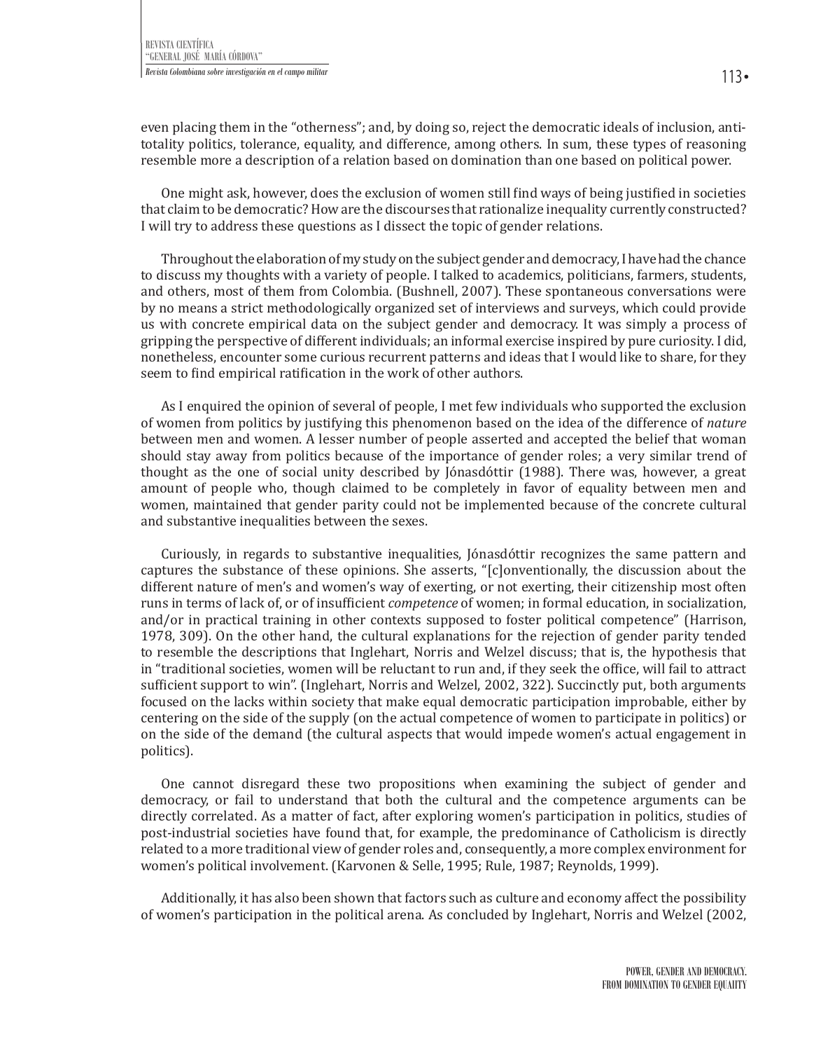even placing them in the "otherness"; and, by doing so, reject the democratic ideals of inclusion, anti-totality politics, tolerance, equality, and difference, among others. In sum, these types of reasoning resemble more a description of a relation based on domination than one based on political power.

One might ask, however, does the exclusion of women still find ways of being justified in societies that claim to be democratic? How are the discourses that rationalize inequality currently constructed? I will try to address these questions as I dissect the topic of gender relations.

Throughout the elaboration of my study on the subject gender and democracy, I have had the chance to discuss my thoughts with a variety of people. I talked to academics, politicians, farmers, students, and others, most of them from Colombia. (Bushnell, 2007). These spontaneous conversations were by no means a strict methodologically organized set of interviews and surveys, which could provide us with concrete empirical data on the subject gender and democracy. It was simply a process of gripping the perspective of different individuals; an informal exercise inspired by pure curiosity. I did, nonetheless, encounter some curious recurrent patterns and ideas that I would like to share, for they seem to find empirical ratification in the work of other authors.

As I enquired the opinion of several of people, I met few individuals who supported the exclusion of women from politics by justifying this phenomenon based on the idea of the difference of *nature* between men and women. A lesser number of people asserted and accepted the belief that woman should stay away from politics because of the importance of gender roles; a very similar trend of thought as the one of social unity described by Jónasdóttir (1988). There was, however, a great amount of people who, though claimed to be completely in favor of equality between men and women, maintained that gender parity could not be implemented because of the concrete cultural and substantive inequalities between the sexes.

Curiously, in regards to substantive inequalities, Jónasdóttir recognizes the same pattern and captures the substance of these opinions. She asserts, "[c]onventionally, the discussion about the different nature of men's and women's way of exerting, or not exerting, their citizenship most often runs in terms of lack of, or of insufficient *competence* of women; in formal education, in socialization, and/or in practical training in other contexts supposed to foster political competence" (Harrison, 1978, 309). On the other hand, the cultural explanations for the rejection of gender parity tended to resemble the descriptions that Inglehart, Norris and Welzel discuss; that is, the hypothesis that in "traditional societies, women will be reluctant to run and, if they seek the office, will fail to attract sufficient support to win". (Inglehart, Norris and Welzel, 2002, 322). Succinctly put, both arguments focused on the lacks within society that make equal democratic participation improbable, either by centering on the side of the supply (on the actual competence of women to participate in politics) or on the side of the demand (the cultural aspects that would impede women's actual engagement in politics).

One cannot disregard these two propositions when examining the subject of gender and democracy, or fail to understand that both the cultural and the competence arguments can be directly correlated. As a matter of fact, after exploring women's participation in politics, studies of post-industrial societies have found that, for example, the predominance of Catholicism is directly related to a more traditional view of gender roles and, consequently, a more complex environment for women's political involvement. (Karvonen & Selle, 1995; Rule, 1987; Reynolds, 1999).

Additionally, it has also been shown that factors such as culture and economy affect the possibility of women's participation in the political arena. As concluded by Inglehart, Norris and Welzel (2002,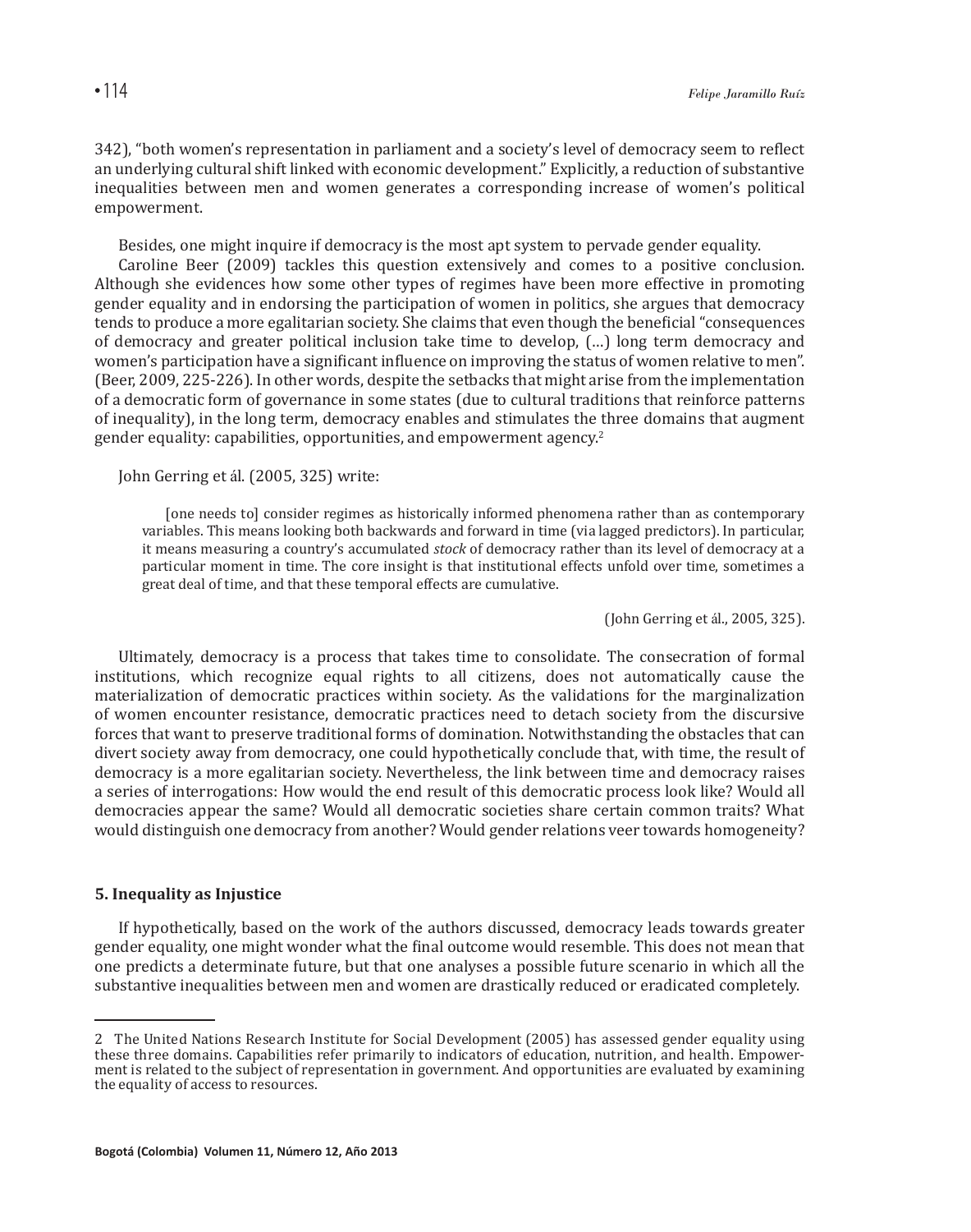342), "both women's representation in parliament and a society's level of democracy seem to reflect an underlying cultural shift linked with economic development." Explicitly, a reduction of substantive inequalities between men and women generates a corresponding increase of women's political empowerment.

Besides, one might inquire if democracy is the most apt system to pervade gender equality.

Caroline Beer (2009) tackles this question extensively and comes to a positive conclusion. Although she evidences how some other types of regimes have been more effective in promoting gender equality and in endorsing the participation of women in politics, she argues that democracy tends to produce a more egalitarian society. She claims that even though the beneficial "consequences of democracy and greater political inclusion take time to develop, (…) long term democracy and women's participation have a significant influence on improving the status of women relative to men". (Beer, 2009, 225-226). In other words, despite the setbacks that might arise from the implementation of a democratic form of governance in some states (due to cultural traditions that reinforce patterns of inequality), in the long term, democracy enables and stimulates the three domains that augment gender equality: capabilities, opportunities, and empowerment agency.[2]

John Gerring et ál. (2005, 325) write:

> [one needs to] consider regimes as historically informed phenomena rather than as contemporary variables. This means looking both backwards and forward in time (via lagged predictors). In particular, it means measuring a country's accumulated *stock* of democracy rather than its level of democracy at a particular moment in time. The core insight is that institutional effects unfold over time, sometimes a great deal of time, and that these temporal effects are cumulative.
>
> (John Gerring et ál., 2005, 325).

Ultimately, democracy is a process that takes time to consolidate. The consecration of formal institutions, which recognize equal rights to all citizens, does not automatically cause the materialization of democratic practices within society. As the validations for the marginalization of women encounter resistance, democratic practices need to detach society from the discursive forces that want to preserve traditional forms of domination. Notwithstanding the obstacles that can divert society away from democracy, one could hypothetically conclude that, with time, the result of democracy is a more egalitarian society. Nevertheless, the link between time and democracy raises a series of interrogations: How would the end result of this democratic process look like? Would all democracies appear the same? Would all democratic societies share certain common traits? What would distinguish one democracy from another? Would gender relations veer towards homogeneity?

### 5. Inequality as Injustice

If hypothetically, based on the work of the authors discussed, democracy leads towards greater gender equality, one might wonder what the final outcome would resemble. This does not mean that one predicts a determinate future, but that one analyses a possible future scenario in which all the substantive inequalities between men and women are drastically reduced or eradicated completely.

---

2 The United Nations Research Institute for Social Development (2005) has assessed gender equality using these three domains. Capabilities refer primarily to indicators of education, nutrition, and health. Empowerment is related to the subject of representation in government. And opportunities are evaluated by examining the equality of access to resources.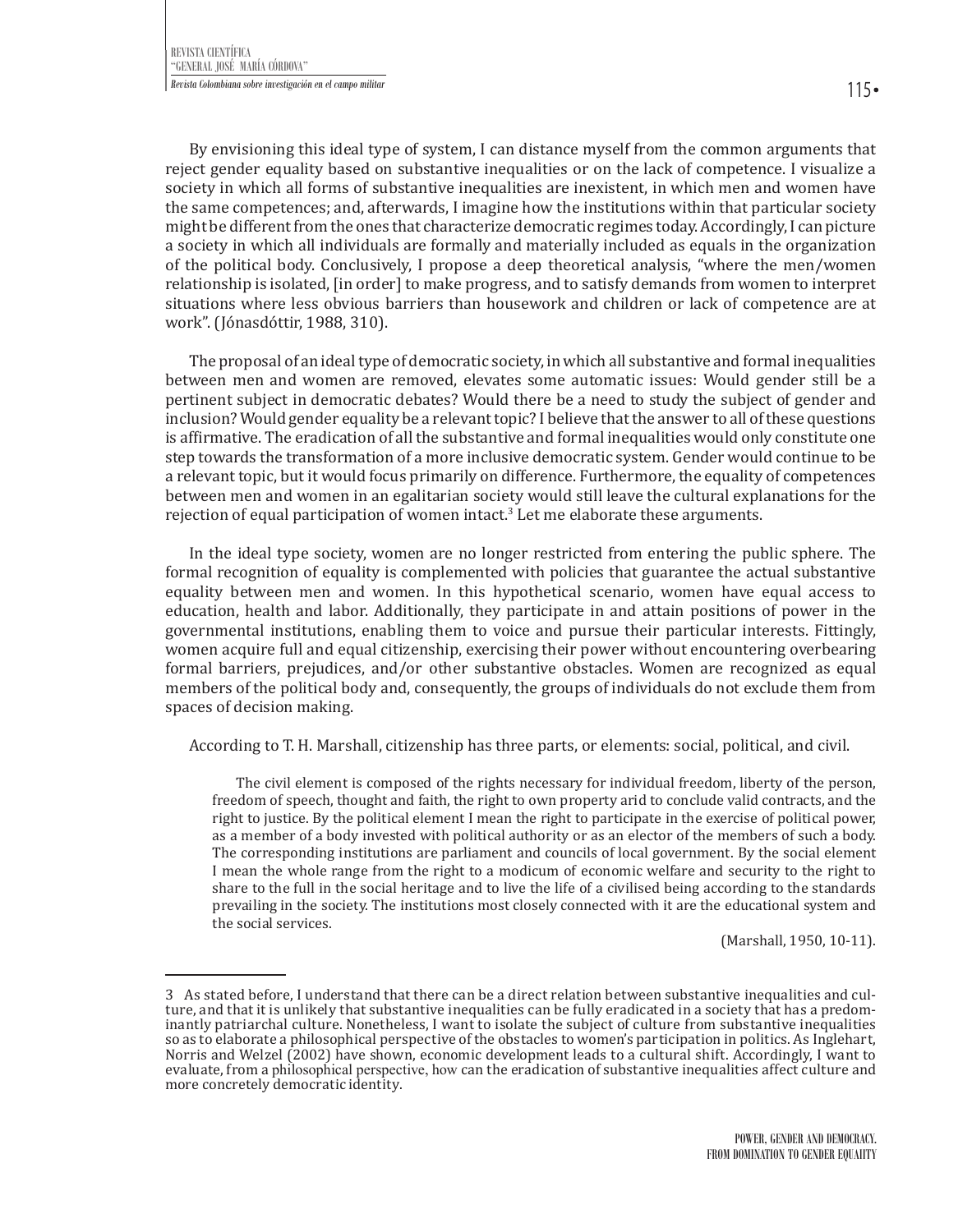By envisioning this ideal type of system, I can distance myself from the common arguments that reject gender equality based on substantive inequalities or on the lack of competence. I visualize a society in which all forms of substantive inequalities are inexistent, in which men and women have the same competences; and, afterwards, I imagine how the institutions within that particular society might be different from the ones that characterize democratic regimes today. Accordingly, I can picture a society in which all individuals are formally and materially included as equals in the organization of the political body. Conclusively, I propose a deep theoretical analysis, "where the men/women relationship is isolated, [in order] to make progress, and to satisfy demands from women to interpret situations where less obvious barriers than housework and children or lack of competence are at work". (Jónasdóttir, 1988, 310).

The proposal of an ideal type of democratic society, in which all substantive and formal inequalities between men and women are removed, elevates some automatic issues: Would gender still be a pertinent subject in democratic debates? Would there be a need to study the subject of gender and inclusion? Would gender equality be a relevant topic? I believe that the answer to all of these questions is affirmative. The eradication of all the substantive and formal inequalities would only constitute one step towards the transformation of a more inclusive democratic system. Gender would continue to be a relevant topic, but it would focus primarily on difference. Furthermore, the equality of competences between men and women in an egalitarian society would still leave the cultural explanations for the rejection of equal participation of women intact.[3] Let me elaborate these arguments.

In the ideal type society, women are no longer restricted from entering the public sphere. The formal recognition of equality is complemented with policies that guarantee the actual substantive equality between men and women. In this hypothetical scenario, women have equal access to education, health and labor. Additionally, they participate in and attain positions of power in the governmental institutions, enabling them to voice and pursue their particular interests. Fittingly, women acquire full and equal citizenship, exercising their power without encountering overbearing formal barriers, prejudices, and/or other substantive obstacles. Women are recognized as equal members of the political body and, consequently, the groups of individuals do not exclude them from spaces of decision making.

According to T. H. Marshall, citizenship has three parts, or elements: social, political, and civil.

> The civil element is composed of the rights necessary for individual freedom, liberty of the person, freedom of speech, thought and faith, the right to own property arid to conclude valid contracts, and the right to justice. By the political element I mean the right to participate in the exercise of political power, as a member of a body invested with political authority or as an elector of the members of such a body. The corresponding institutions are parliament and councils of local government. By the social element I mean the whole range from the right to a modicum of economic welfare and security to the right to share to the full in the social heritage and to live the life of a civilised being according to the standards prevailing in the society. The institutions most closely connected with it are the educational system and the social services.
>
> (Marshall, 1950, 10-11).

---

3 As stated before, I understand that there can be a direct relation between substantive inequalities and culture, and that it is unlikely that substantive inequalities can be fully eradicated in a society that has a predominantly patriarchal culture. Nonetheless, I want to isolate the subject of culture from substantive inequalities so as to elaborate a philosophical perspective of the obstacles to women's participation in politics. As Inglehart, Norris and Welzel (2002) have shown, economic development leads to a cultural shift. Accordingly, I want to evaluate, from a philosophical perspective, how can the eradication of substantive inequalities affect culture and more concretely democratic identity.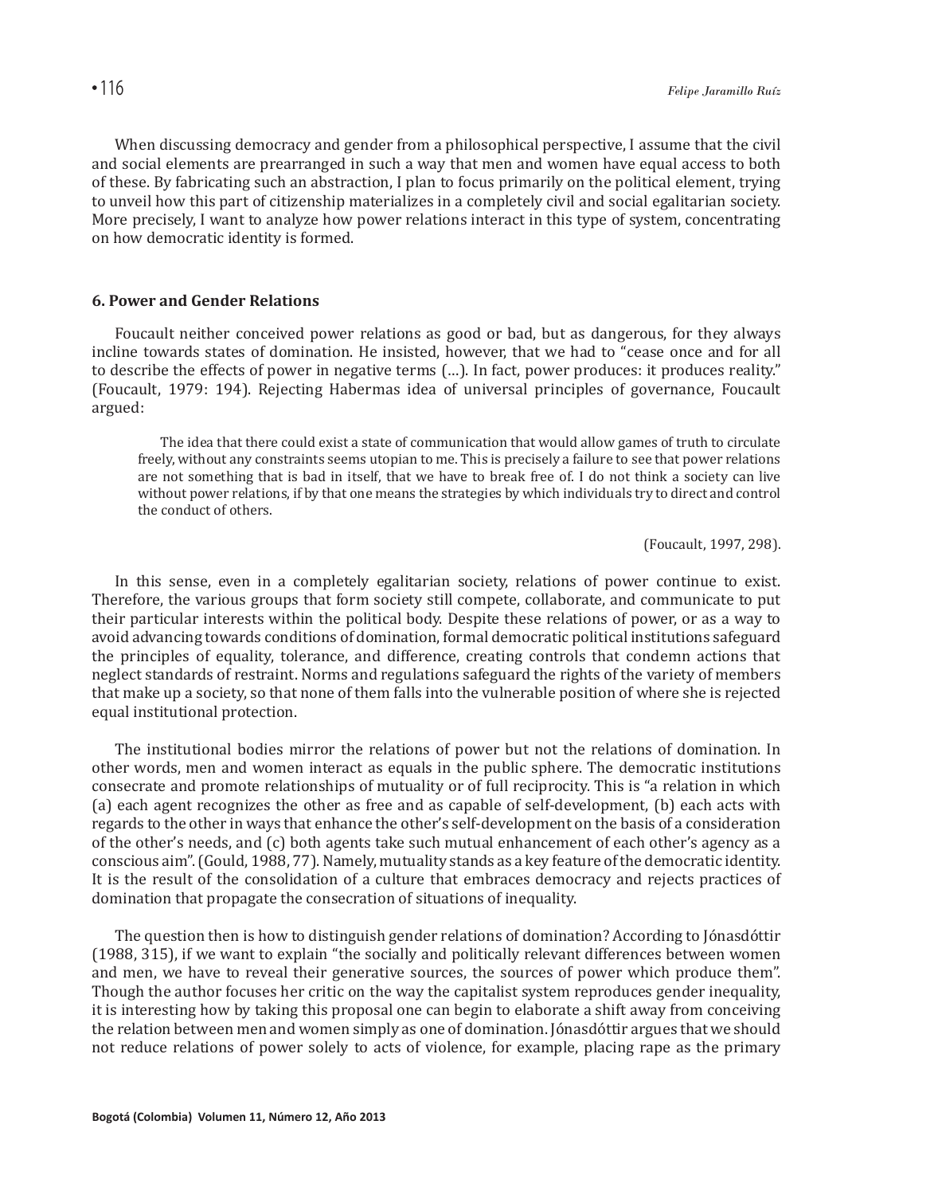When discussing democracy and gender from a philosophical perspective, I assume that the civil and social elements are prearranged in such a way that men and women have equal access to both of these. By fabricating such an abstraction, I plan to focus primarily on the political element, trying to unveil how this part of citizenship materializes in a completely civil and social egalitarian society. More precisely, I want to analyze how power relations interact in this type of system, concentrating on how democratic identity is formed.

### 6. Power and Gender Relations

Foucault neither conceived power relations as good or bad, but as dangerous, for they always incline towards states of domination. He insisted, however, that we had to "cease once and for all to describe the effects of power in negative terms (…). In fact, power produces: it produces reality." (Foucault, 1979: 194). Rejecting Habermas idea of universal principles of governance, Foucault argued:

> The idea that there could exist a state of communication that would allow games of truth to circulate freely, without any constraints seems utopian to me. This is precisely a failure to see that power relations are not something that is bad in itself, that we have to break free of. I do not think a society can live without power relations, if by that one means the strategies by which individuals try to direct and control the conduct of others.
>
> (Foucault, 1997, 298).

In this sense, even in a completely egalitarian society, relations of power continue to exist. Therefore, the various groups that form society still compete, collaborate, and communicate to put their particular interests within the political body. Despite these relations of power, or as a way to avoid advancing towards conditions of domination, formal democratic political institutions safeguard the principles of equality, tolerance, and difference, creating controls that condemn actions that neglect standards of restraint. Norms and regulations safeguard the rights of the variety of members that make up a society, so that none of them falls into the vulnerable position of where she is rejected equal institutional protection.

The institutional bodies mirror the relations of power but not the relations of domination. In other words, men and women interact as equals in the public sphere. The democratic institutions consecrate and promote relationships of mutuality or of full reciprocity. This is "a relation in which (a) each agent recognizes the other as free and as capable of self-development, (b) each acts with regards to the other in ways that enhance the other's self-development on the basis of a consideration of the other's needs, and (c) both agents take such mutual enhancement of each other's agency as a conscious aim". (Gould, 1988, 77). Namely, mutuality stands as a key feature of the democratic identity. It is the result of the consolidation of a culture that embraces democracy and rejects practices of domination that propagate the consecration of situations of inequality.

The question then is how to distinguish gender relations of domination? According to Jónasdóttir (1988, 315), if we want to explain "the socially and politically relevant differences between women and men, we have to reveal their generative sources, the sources of power which produce them". Though the author focuses her critic on the way the capitalist system reproduces gender inequality, it is interesting how by taking this proposal one can begin to elaborate a shift away from conceiving the relation between men and women simply as one of domination. Jónasdóttir argues that we should not reduce relations of power solely to acts of violence, for example, placing rape as the primary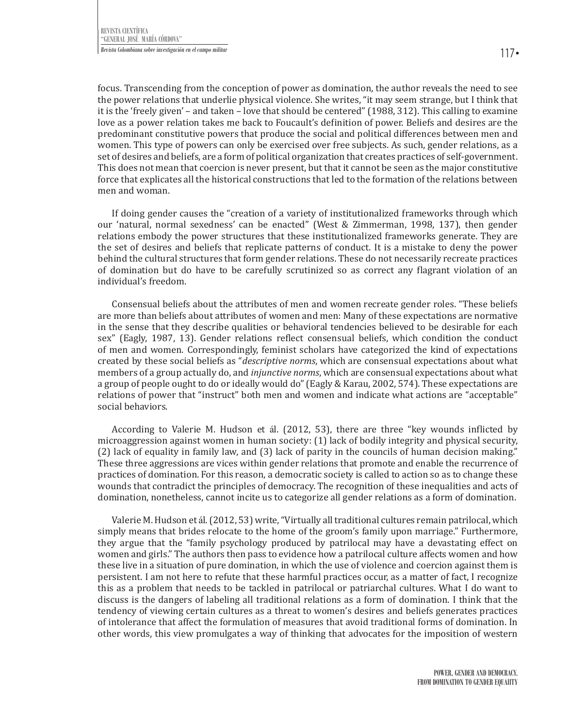focus. Transcending from the conception of power as domination, the author reveals the need to see the power relations that underlie physical violence. She writes, "it may seem strange, but I think that it is the 'freely given' – and taken – love that should be centered" (1988, 312). This calling to examine love as a power relation takes me back to Foucault's definition of power. Beliefs and desires are the predominant constitutive powers that produce the social and political differences between men and women. This type of powers can only be exercised over free subjects. As such, gender relations, as a set of desires and beliefs, are a form of political organization that creates practices of self-government. This does not mean that coercion is never present, but that it cannot be seen as the major constitutive force that explicates all the historical constructions that led to the formation of the relations between men and woman.

If doing gender causes the "creation of a variety of institutionalized frameworks through which our 'natural, normal sexedness' can be enacted" (West & Zimmerman, 1998, 137), then gender relations embody the power structures that these institutionalized frameworks generate. They are the set of desires and beliefs that replicate patterns of conduct. It is a mistake to deny the power behind the cultural structures that form gender relations. These do not necessarily recreate practices of domination but do have to be carefully scrutinized so as correct any flagrant violation of an individual's freedom.

Consensual beliefs about the attributes of men and women recreate gender roles. "These beliefs are more than beliefs about attributes of women and men: Many of these expectations are normative in the sense that they describe qualities or behavioral tendencies believed to be desirable for each sex" (Eagly, 1987, 13). Gender relations reflect consensual beliefs, which condition the conduct of men and women. Correspondingly, feminist scholars have categorized the kind of expectations created by these social beliefs as "*descriptive norms*, which are consensual expectations about what members of a group actually do, and *injunctive norms*, which are consensual expectations about what a group of people ought to do or ideally would do" (Eagly & Karau, 2002, 574). These expectations are relations of power that "instruct" both men and women and indicate what actions are "acceptable" social behaviors.

According to Valerie M. Hudson et ál. (2012, 53), there are three "key wounds inflicted by microaggression against women in human society: (1) lack of bodily integrity and physical security, (2) lack of equality in family law, and (3) lack of parity in the councils of human decision making." These three aggressions are vices within gender relations that promote and enable the recurrence of practices of domination. For this reason, a democratic society is called to action so as to change these wounds that contradict the principles of democracy. The recognition of these inequalities and acts of domination, nonetheless, cannot incite us to categorize all gender relations as a form of domination.

Valerie M. Hudson et ál. (2012, 53) write, "Virtually all traditional cultures remain patrilocal, which simply means that brides relocate to the home of the groom's family upon marriage." Furthermore, they argue that the "family psychology produced by patrilocal may have a devastating effect on women and girls." The authors then pass to evidence how a patrilocal culture affects women and how these live in a situation of pure domination, in which the use of violence and coercion against them is persistent. I am not here to refute that these harmful practices occur, as a matter of fact, I recognize this as a problem that needs to be tackled in patrilocal or patriarchal cultures. What I do want to discuss is the dangers of labeling all traditional relations as a form of domination. I think that the tendency of viewing certain cultures as a threat to women's desires and beliefs generates practices of intolerance that affect the formulation of measures that avoid traditional forms of domination. In other words, this view promulgates a way of thinking that advocates for the imposition of western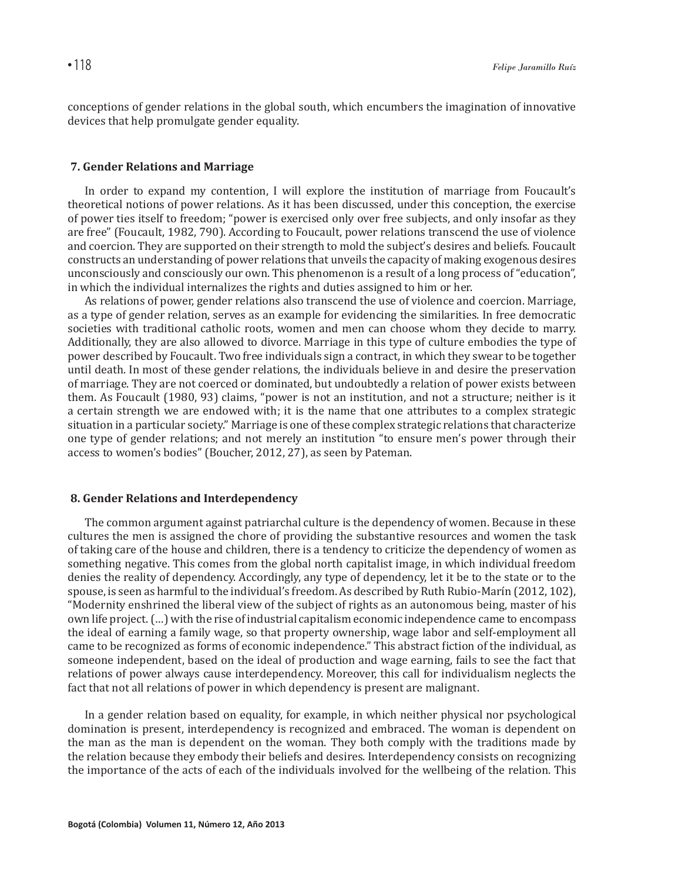conceptions of gender relations in the global south, which encumbers the imagination of innovative devices that help promulgate gender equality.

## 7. Gender Relations and Marriage

In order to expand my contention, I will explore the institution of marriage from Foucault's theoretical notions of power relations. As it has been discussed, under this conception, the exercise of power ties itself to freedom; "power is exercised only over free subjects, and only insofar as they are free" (Foucault, 1982, 790). According to Foucault, power relations transcend the use of violence and coercion. They are supported on their strength to mold the subject's desires and beliefs. Foucault constructs an understanding of power relations that unveils the capacity of making exogenous desires unconsciously and consciously our own. This phenomenon is a result of a long process of "education", in which the individual internalizes the rights and duties assigned to him or her.

As relations of power, gender relations also transcend the use of violence and coercion. Marriage, as a type of gender relation, serves as an example for evidencing the similarities. In free democratic societies with traditional catholic roots, women and men can choose whom they decide to marry. Additionally, they are also allowed to divorce. Marriage in this type of culture embodies the type of power described by Foucault. Two free individuals sign a contract, in which they swear to be together until death. In most of these gender relations, the individuals believe in and desire the preservation of marriage. They are not coerced or dominated, but undoubtedly a relation of power exists between them. As Foucault (1980, 93) claims, "power is not an institution, and not a structure; neither is it a certain strength we are endowed with; it is the name that one attributes to a complex strategic situation in a particular society." Marriage is one of these complex strategic relations that characterize one type of gender relations; and not merely an institution "to ensure men's power through their access to women's bodies" (Boucher, 2012, 27), as seen by Pateman.

## 8. Gender Relations and Interdependency

The common argument against patriarchal culture is the dependency of women. Because in these cultures the men is assigned the chore of providing the substantive resources and women the task of taking care of the house and children, there is a tendency to criticize the dependency of women as something negative. This comes from the global north capitalist image, in which individual freedom denies the reality of dependency. Accordingly, any type of dependency, let it be to the state or to the spouse, is seen as harmful to the individual's freedom. As described by Ruth Rubio-Marín (2012, 102), "Modernity enshrined the liberal view of the subject of rights as an autonomous being, master of his own life project. (…) with the rise of industrial capitalism economic independence came to encompass the ideal of earning a family wage, so that property ownership, wage labor and self-employment all came to be recognized as forms of economic independence." This abstract fiction of the individual, as someone independent, based on the ideal of production and wage earning, fails to see the fact that relations of power always cause interdependency. Moreover, this call for individualism neglects the fact that not all relations of power in which dependency is present are malignant.

In a gender relation based on equality, for example, in which neither physical nor psychological domination is present, interdependency is recognized and embraced. The woman is dependent on the man as the man is dependent on the woman. They both comply with the traditions made by the relation because they embody their beliefs and desires. Interdependency consists on recognizing the importance of the acts of each of the individuals involved for the wellbeing of the relation. This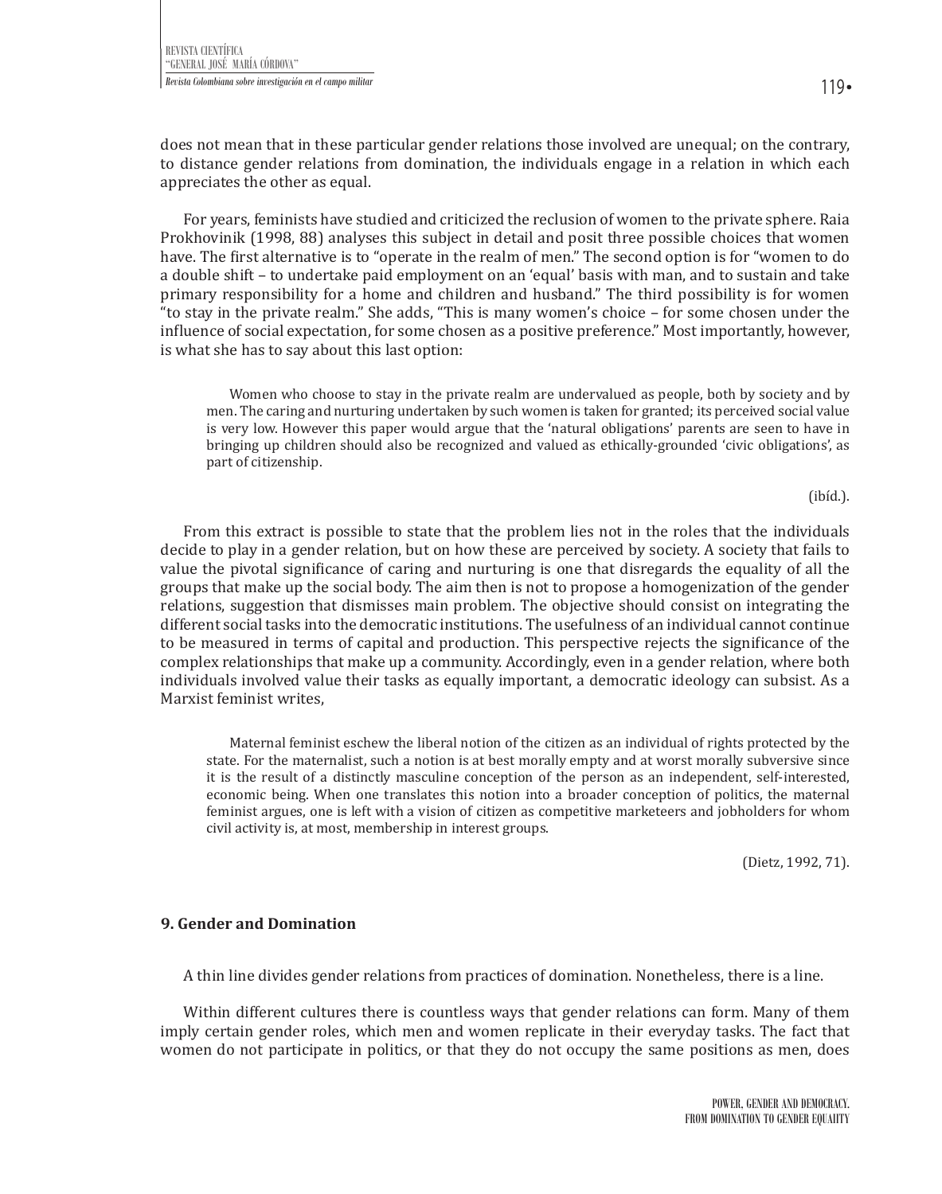does not mean that in these particular gender relations those involved are unequal; on the contrary, to distance gender relations from domination, the individuals engage in a relation in which each appreciates the other as equal.

For years, feminists have studied and criticized the reclusion of women to the private sphere. Raia Prokhovinik (1998, 88) analyses this subject in detail and posit three possible choices that women have. The first alternative is to "operate in the realm of men." The second option is for "women to do a double shift – to undertake paid employment on an 'equal' basis with man, and to sustain and take primary responsibility for a home and children and husband." The third possibility is for women "to stay in the private realm." She adds, "This is many women's choice – for some chosen under the influence of social expectation, for some chosen as a positive preference." Most importantly, however, is what she has to say about this last option:

> Women who choose to stay in the private realm are undervalued as people, both by society and by men. The caring and nurturing undertaken by such women is taken for granted; its perceived social value is very low. However this paper would argue that the 'natural obligations' parents are seen to have in bringing up children should also be recognized and valued as ethically-grounded 'civic obligations', as part of citizenship.
>
> (ibíd.).

From this extract is possible to state that the problem lies not in the roles that the individuals decide to play in a gender relation, but on how these are perceived by society. A society that fails to value the pivotal significance of caring and nurturing is one that disregards the equality of all the groups that make up the social body. The aim then is not to propose a homogenization of the gender relations, suggestion that dismisses main problem. The objective should consist on integrating the different social tasks into the democratic institutions. The usefulness of an individual cannot continue to be measured in terms of capital and production. This perspective rejects the significance of the complex relationships that make up a community. Accordingly, even in a gender relation, where both individuals involved value their tasks as equally important, a democratic ideology can subsist. As a Marxist feminist writes,

> Maternal feminist eschew the liberal notion of the citizen as an individual of rights protected by the state. For the maternalist, such a notion is at best morally empty and at worst morally subversive since it is the result of a distinctly masculine conception of the person as an independent, self-interested, economic being. When one translates this notion into a broader conception of politics, the maternal feminist argues, one is left with a vision of citizen as competitive marketeers and jobholders for whom civil activity is, at most, membership in interest groups.
>
> (Dietz, 1992, 71).

## 9. Gender and Domination

A thin line divides gender relations from practices of domination. Nonetheless, there is a line.

Within different cultures there is countless ways that gender relations can form. Many of them imply certain gender roles, which men and women replicate in their everyday tasks. The fact that women do not participate in politics, or that they do not occupy the same positions as men, does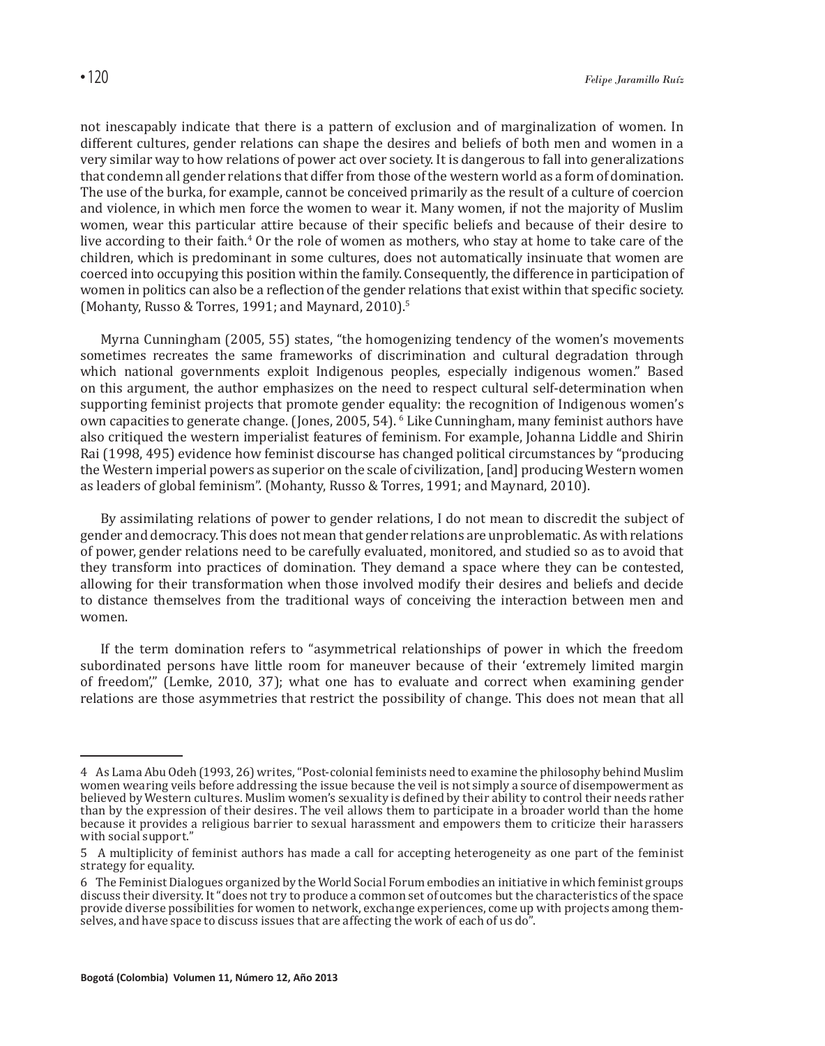not inescapably indicate that there is a pattern of exclusion and of marginalization of women. In different cultures, gender relations can shape the desires and beliefs of both men and women in a very similar way to how relations of power act over society. It is dangerous to fall into generalizations that condemn all gender relations that differ from those of the western world as a form of domination. The use of the burka, for example, cannot be conceived primarily as the result of a culture of coercion and violence, in which men force the women to wear it. Many women, if not the majority of Muslim women, wear this particular attire because of their specific beliefs and because of their desire to live according to their faith.[4] Or the role of women as mothers, who stay at home to take care of the children, which is predominant in some cultures, does not automatically insinuate that women are coerced into occupying this position within the family. Consequently, the difference in participation of women in politics can also be a reflection of the gender relations that exist within that specific society. (Mohanty, Russo & Torres, 1991; and Maynard, 2010).[5]

Myrna Cunningham (2005, 55) states, "the homogenizing tendency of the women's movements sometimes recreates the same frameworks of discrimination and cultural degradation through which national governments exploit Indigenous peoples, especially indigenous women." Based on this argument, the author emphasizes on the need to respect cultural self-determination when supporting feminist projects that promote gender equality: the recognition of Indigenous women's own capacities to generate change. (Jones, 2005, 54). [6] Like Cunningham, many feminist authors have also critiqued the western imperialist features of feminism. For example, Johanna Liddle and Shirin Rai (1998, 495) evidence how feminist discourse has changed political circumstances by "producing the Western imperial powers as superior on the scale of civilization, [and] producing Western women as leaders of global feminism". (Mohanty, Russo & Torres, 1991; and Maynard, 2010).

By assimilating relations of power to gender relations, I do not mean to discredit the subject of gender and democracy. This does not mean that gender relations are unproblematic. As with relations of power, gender relations need to be carefully evaluated, monitored, and studied so as to avoid that they transform into practices of domination. They demand a space where they can be contested, allowing for their transformation when those involved modify their desires and beliefs and decide to distance themselves from the traditional ways of conceiving the interaction between men and women.

If the term domination refers to "asymmetrical relationships of power in which the freedom subordinated persons have little room for maneuver because of their 'extremely limited margin of freedom'," (Lemke, 2010, 37); what one has to evaluate and correct when examining gender relations are those asymmetries that restrict the possibility of change. This does not mean that all

---

4 As Lama Abu Odeh (1993, 26) writes, "Post-colonial feminists need to examine the philosophy behind Muslim women wearing veils before addressing the issue because the veil is not simply a source of disempowerment as believed by Western cultures. Muslim women's sexuality is defined by their ability to control their needs rather than by the expression of their desires. The veil allows them to participate in a broader world than the home because it provides a religious barrier to sexual harassment and empowers them to criticize their harassers with social support."

5 A multiplicity of feminist authors has made a call for accepting heterogeneity as one part of the feminist strategy for equality.

6 The Feminist Dialogues organized by the World Social Forum embodies an initiative in which feminist groups discuss their diversity. It "does not try to produce a common set of outcomes but the characteristics of the space provide diverse possibilities for women to network, exchange experiences, come up with projects among themselves, and have space to discuss issues that are affecting the work of each of us do".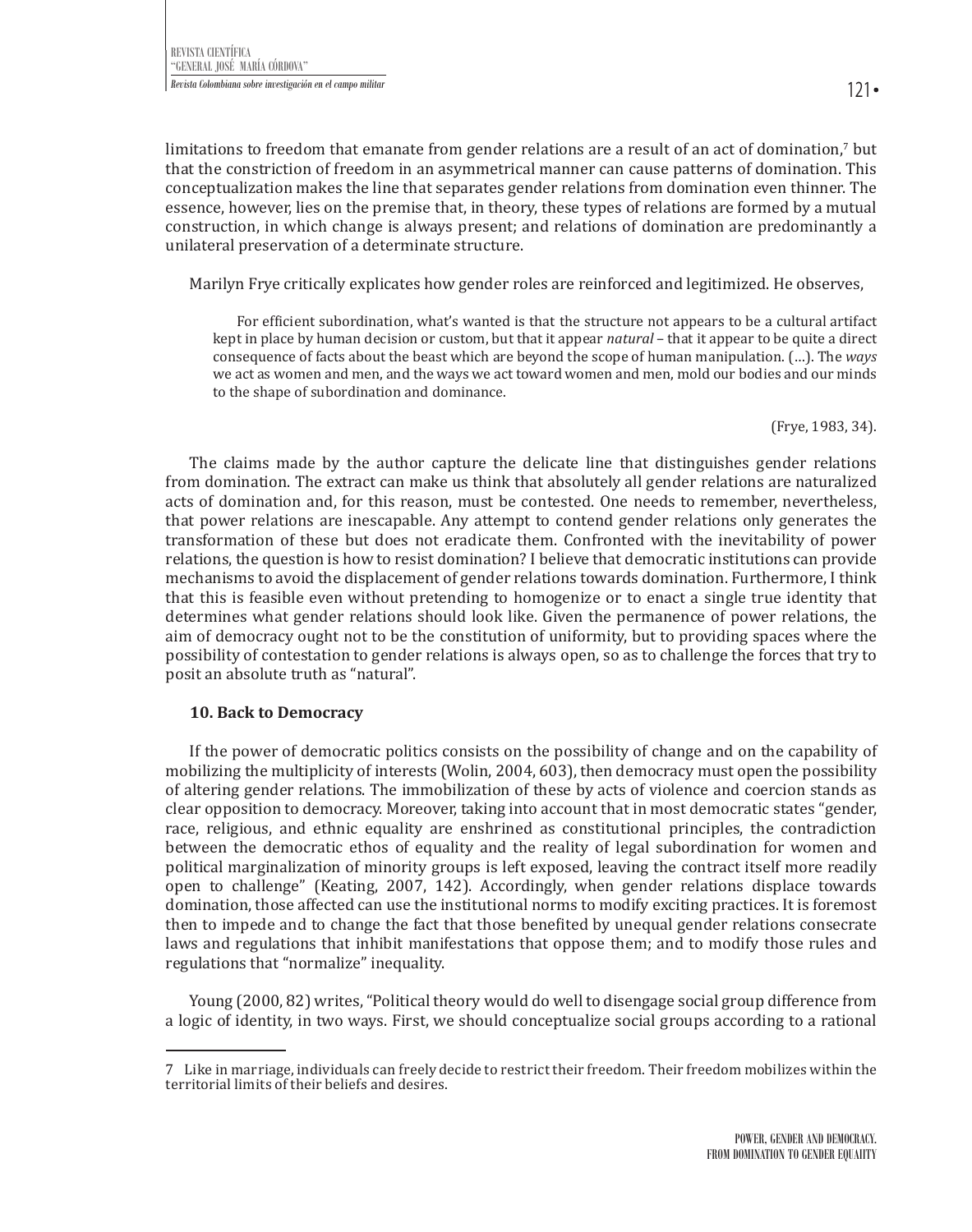limitations to freedom that emanate from gender relations are a result of an act of domination,[7] but that the constriction of freedom in an asymmetrical manner can cause patterns of domination. This conceptualization makes the line that separates gender relations from domination even thinner. The essence, however, lies on the premise that, in theory, these types of relations are formed by a mutual construction, in which change is always present; and relations of domination are predominantly a unilateral preservation of a determinate structure.

Marilyn Frye critically explicates how gender roles are reinforced and legitimized. He observes,

> For efficient subordination, what's wanted is that the structure not appears to be a cultural artifact kept in place by human decision or custom, but that it appear *natural* – that it appear to be quite a direct consequence of facts about the beast which are beyond the scope of human manipulation. (…). The *ways* we act as women and men, and the ways we act toward women and men, mold our bodies and our minds to the shape of subordination and dominance.
>
> (Frye, 1983, 34).

The claims made by the author capture the delicate line that distinguishes gender relations from domination. The extract can make us think that absolutely all gender relations are naturalized acts of domination and, for this reason, must be contested. One needs to remember, nevertheless, that power relations are inescapable. Any attempt to contend gender relations only generates the transformation of these but does not eradicate them. Confronted with the inevitability of power relations, the question is how to resist domination? I believe that democratic institutions can provide mechanisms to avoid the displacement of gender relations towards domination. Furthermore, I think that this is feasible even without pretending to homogenize or to enact a single true identity that determines what gender relations should look like. Given the permanence of power relations, the aim of democracy ought not to be the constitution of uniformity, but to providing spaces where the possibility of contestation to gender relations is always open, so as to challenge the forces that try to posit an absolute truth as "natural".

### 10. Back to Democracy

If the power of democratic politics consists on the possibility of change and on the capability of mobilizing the multiplicity of interests (Wolin, 2004, 603), then democracy must open the possibility of altering gender relations. The immobilization of these by acts of violence and coercion stands as clear opposition to democracy. Moreover, taking into account that in most democratic states "gender, race, religious, and ethnic equality are enshrined as constitutional principles, the contradiction between the democratic ethos of equality and the reality of legal subordination for women and political marginalization of minority groups is left exposed, leaving the contract itself more readily open to challenge" (Keating, 2007, 142). Accordingly, when gender relations displace towards domination, those affected can use the institutional norms to modify exciting practices. It is foremost then to impede and to change the fact that those benefited by unequal gender relations consecrate laws and regulations that inhibit manifestations that oppose them; and to modify those rules and regulations that "normalize" inequality.

Young (2000, 82) writes, "Political theory would do well to disengage social group difference from a logic of identity, in two ways. First, we should conceptualize social groups according to a rational

---

7 Like in marriage, individuals can freely decide to restrict their freedom. Their freedom mobilizes within the territorial limits of their beliefs and desires.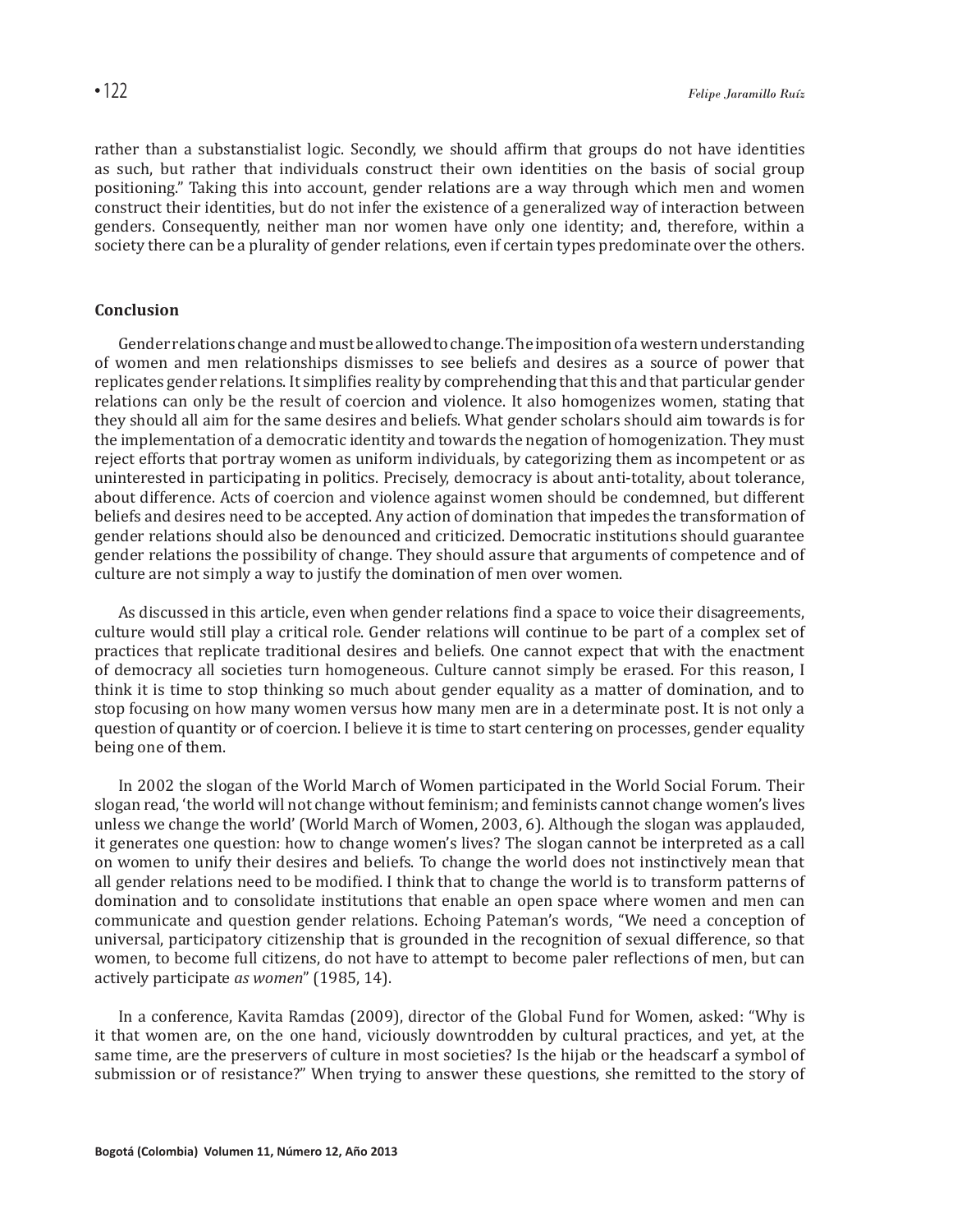rather than a substanstialist logic. Secondly, we should affirm that groups do not have identities as such, but rather that individuals construct their own identities on the basis of social group positioning." Taking this into account, gender relations are a way through which men and women construct their identities, but do not infer the existence of a generalized way of interaction between genders. Consequently, neither man nor women have only one identity; and, therefore, within a society there can be a plurality of gender relations, even if certain types predominate over the others.

## Conclusion

Gender relations change and must be allowed to change. The imposition of a western understanding of women and men relationships dismisses to see beliefs and desires as a source of power that replicates gender relations. It simplifies reality by comprehending that this and that particular gender relations can only be the result of coercion and violence. It also homogenizes women, stating that they should all aim for the same desires and beliefs. What gender scholars should aim towards is for the implementation of a democratic identity and towards the negation of homogenization. They must reject efforts that portray women as uniform individuals, by categorizing them as incompetent or as uninterested in participating in politics. Precisely, democracy is about anti-totality, about tolerance, about difference. Acts of coercion and violence against women should be condemned, but different beliefs and desires need to be accepted. Any action of domination that impedes the transformation of gender relations should also be denounced and criticized. Democratic institutions should guarantee gender relations the possibility of change. They should assure that arguments of competence and of culture are not simply a way to justify the domination of men over women.

As discussed in this article, even when gender relations find a space to voice their disagreements, culture would still play a critical role. Gender relations will continue to be part of a complex set of practices that replicate traditional desires and beliefs. One cannot expect that with the enactment of democracy all societies turn homogeneous. Culture cannot simply be erased. For this reason, I think it is time to stop thinking so much about gender equality as a matter of domination, and to stop focusing on how many women versus how many men are in a determinate post. It is not only a question of quantity or of coercion. I believe it is time to start centering on processes, gender equality being one of them.

In 2002 the slogan of the World March of Women participated in the World Social Forum. Their slogan read, 'the world will not change without feminism; and feminists cannot change women's lives unless we change the world' (World March of Women, 2003, 6). Although the slogan was applauded, it generates one question: how to change women's lives? The slogan cannot be interpreted as a call on women to unify their desires and beliefs. To change the world does not instinctively mean that all gender relations need to be modified. I think that to change the world is to transform patterns of domination and to consolidate institutions that enable an open space where women and men can communicate and question gender relations. Echoing Pateman's words, "We need a conception of universal, participatory citizenship that is grounded in the recognition of sexual difference, so that women, to become full citizens, do not have to attempt to become paler reflections of men, but can actively participate *as women*" (1985, 14).

In a conference, Kavita Ramdas (2009), director of the Global Fund for Women, asked: "Why is it that women are, on the one hand, viciously downtrodden by cultural practices, and yet, at the same time, are the preservers of culture in most societies? Is the hijab or the headscarf a symbol of submission or of resistance?" When trying to answer these questions, she remitted to the story of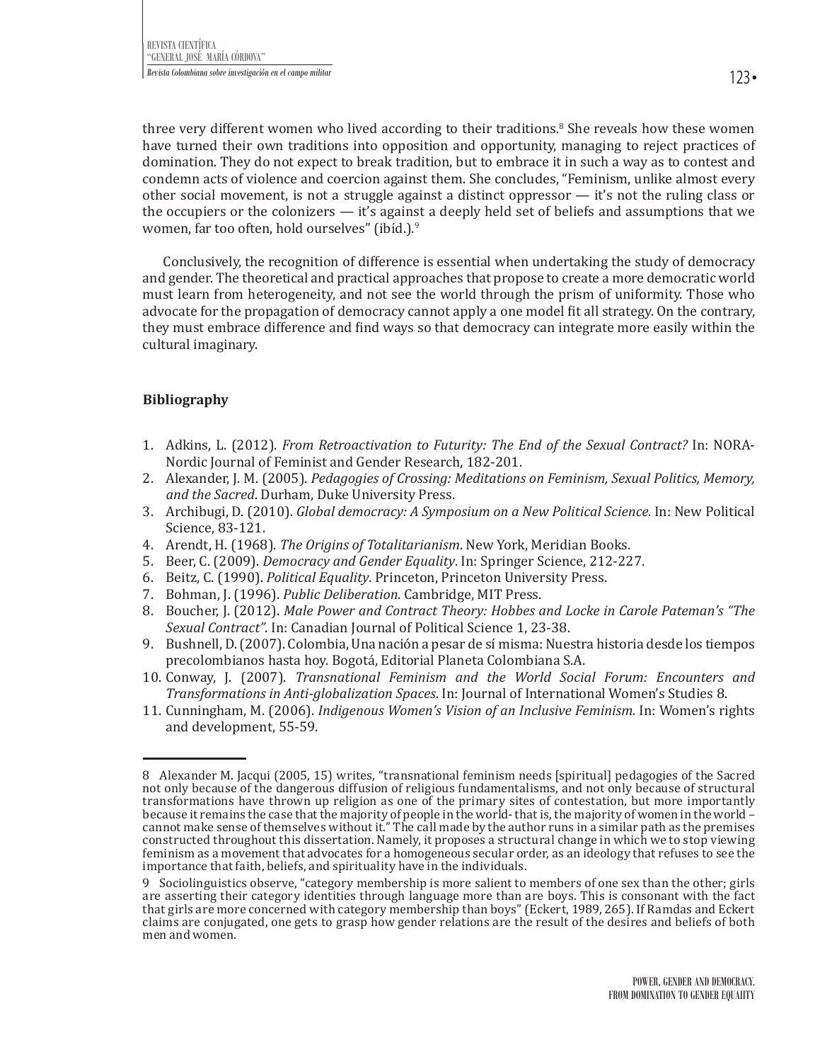three very different women who lived according to their traditions.[8] She reveals how these women have turned their own traditions into opposition and opportunity, managing to reject practices of domination. They do not expect to break tradition, but to embrace it in such a way as to contest and condemn acts of violence and coercion against them. She concludes, "Feminism, unlike almost every other social movement, is not a struggle against a distinct oppressor — it's not the ruling class or the occupiers or the colonizers — it's against a deeply held set of beliefs and assumptions that we women, far too often, hold ourselves" (ibíd.).[9]

Conclusively, the recognition of difference is essential when undertaking the study of democracy and gender. The theoretical and practical approaches that propose to create a more democratic world must learn from heterogeneity, and not see the world through the prism of uniformity. Those who advocate for the propagation of democracy cannot apply a one model fit all strategy. On the contrary, they must embrace difference and find ways so that democracy can integrate more easily within the cultural imaginary.

**Bibliography**

1. Adkins, L. (2012). *From Retroactivation to Futurity: The End of the Sexual Contract?* In: NORA-Nordic Journal of Feminist and Gender Research, 182-201.
2. Alexander, J. M. (2005). *Pedagogies of Crossing: Meditations on Feminism, Sexual Politics, Memory, and the Sacred*. Durham, Duke University Press.
3. Archibugi, D. (2010). *Global democracy: A Symposium on a New Political Science*. In: New Political Science, 83-121.
4. Arendt, H. (1968). *The Origins of Totalitarianism*. New York, Meridian Books.
5. Beer, C. (2009). *Democracy and Gender Equality*. In: Springer Science, 212-227.
6. Beitz, C. (1990). *Political Equality*. Princeton, Princeton University Press.
7. Bohman, J. (1996). *Public Deliberation*. Cambridge, MIT Press.
8. Boucher, J. (2012). *Male Power and Contract Theory: Hobbes and Locke in Carole Pateman's "The Sexual Contract"*. In: Canadian Journal of Political Science 1, 23-38.
9. Bushnell, D. (2007). Colombia, Una nación a pesar de sí misma: Nuestra historia desde los tiempos precolombianos hasta hoy. Bogotá, Editorial Planeta Colombiana S.A.
10. Conway, J. (2007). *Transnational Feminism and the World Social Forum: Encounters and Transformations in Anti-globalization Spaces*. In: Journal of International Women's Studies 8.
11. Cunningham, M. (2006). *Indigenous Women's Vision of an Inclusive Feminism.* In: Women's rights and development, 55-59.

---

8 Alexander M. Jacqui (2005, 15) writes, "transnational feminism needs [spiritual] pedagogies of the Sacred not only because of the dangerous diffusion of religious fundamentalisms, and not only because of structural transformations have thrown up religion as one of the primary sites of contestation, but more importantly because it remains the case that the majority of people in the world- that is, the majority of women in the world – cannot make sense of themselves without it." The call made by the author runs in a similar path as the premises constructed throughout this dissertation. Namely, it proposes a structural change in which we to stop viewing feminism as a movement that advocates for a homogeneous secular order, as an ideology that refuses to see the importance that faith, beliefs, and spirituality have in the individuals.

9 Sociolinguistics observe, "category membership is more salient to members of one sex than the other; girls are asserting their category identities through language more than are boys. This is consonant with the fact that girls are more concerned with category membership than boys" (Eckert, 1989, 265). If Ramdas and Eckert claims are conjugated, one gets to grasp how gender relations are the result of the desires and beliefs of both men and women.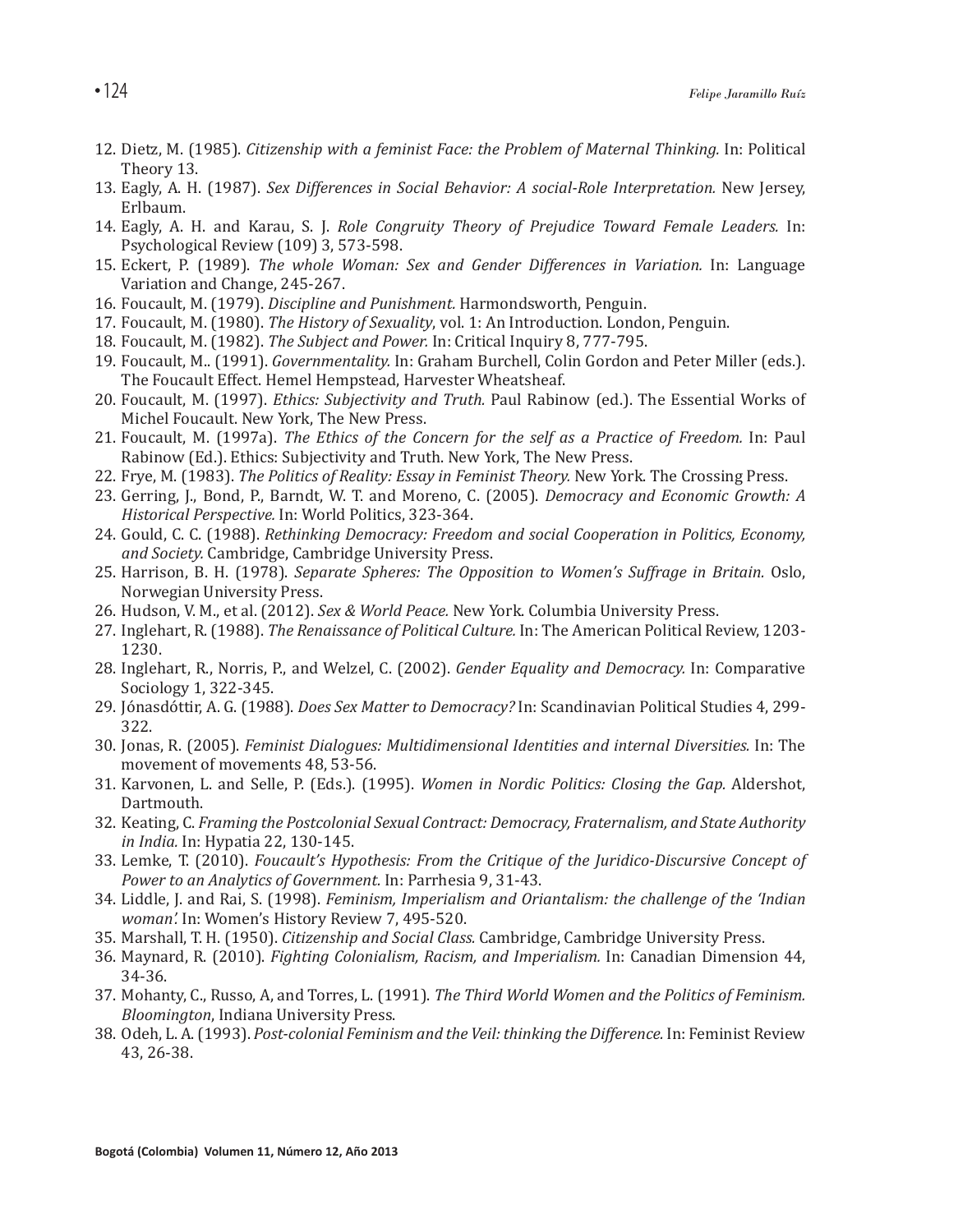12. Dietz, M. (1985). *Citizenship with a feminist Face: the Problem of Maternal Thinking.* In: Political Theory 13.
13. Eagly, A. H. (1987). *Sex Differences in Social Behavior: A social-Role Interpretation.* New Jersey, Erlbaum.
14. Eagly, A. H. and Karau, S. J. *Role Congruity Theory of Prejudice Toward Female Leaders.* In: Psychological Review (109) 3, 573-598.
15. Eckert, P. (1989). *The whole Woman: Sex and Gender Differences in Variation.* In: Language Variation and Change, 245-267.
16. Foucault, M. (1979). *Discipline and Punishment.* Harmondsworth, Penguin.
17. Foucault, M. (1980). *The History of Sexuality*, vol. 1: An Introduction. London, Penguin.
18. Foucault, M. (1982). *The Subject and Power.* In: Critical Inquiry 8, 777-795.
19. Foucault, M.. (1991). *Governmentality.* In: Graham Burchell, Colin Gordon and Peter Miller (eds.). The Foucault Effect. Hemel Hempstead, Harvester Wheatsheaf.
20. Foucault, M. (1997). *Ethics: Subjectivity and Truth.* Paul Rabinow (ed.). The Essential Works of Michel Foucault. New York, The New Press.
21. Foucault, M. (1997a). *The Ethics of the Concern for the self as a Practice of Freedom.* In: Paul Rabinow (Ed.). Ethics: Subjectivity and Truth. New York, The New Press.
22. Frye, M. (1983). *The Politics of Reality: Essay in Feminist Theory.* New York. The Crossing Press.
23. Gerring, J., Bond, P., Barndt, W. T. and Moreno, C. (2005). *Democracy and Economic Growth: A Historical Perspective.* In: World Politics, 323-364.
24. Gould, C. C. (1988). *Rethinking Democracy: Freedom and social Cooperation in Politics, Economy, and Society.* Cambridge, Cambridge University Press.
25. Harrison, B. H. (1978). *Separate Spheres: The Opposition to Women's Suffrage in Britain.* Oslo, Norwegian University Press.
26. Hudson, V. M., et al. (2012). *Sex & World Peace.* New York. Columbia University Press.
27. Inglehart, R. (1988). *The Renaissance of Political Culture.* In: The American Political Review, 1203-1230.
28. Inglehart, R., Norris, P., and Welzel, C. (2002). *Gender Equality and Democracy.* In: Comparative Sociology 1, 322-345.
29. Jónasdóttir, A. G. (1988). *Does Sex Matter to Democracy?* In: Scandinavian Political Studies 4, 299-322.
30. Jonas, R. (2005). *Feminist Dialogues: Multidimensional Identities and internal Diversities.* In: The movement of movements 48, 53-56.
31. Karvonen, L. and Selle, P. (Eds.). (1995). *Women in Nordic Politics: Closing the Gap.* Aldershot, Dartmouth.
32. Keating, C. *Framing the Postcolonial Sexual Contract: Democracy, Fraternalism, and State Authority in India.* In: Hypatia 22, 130-145.
33. Lemke, T. (2010). *Foucault's Hypothesis: From the Critique of the Juridico-Discursive Concept of Power to an Analytics of Government.* In: Parrhesia 9, 31-43.
34. Liddle, J. and Rai, S. (1998). *Feminism, Imperialism and Oriantalism: the challenge of the 'Indian woman'.* In: Women's History Review 7, 495-520.
35. Marshall, T. H. (1950). *Citizenship and Social Class.* Cambridge, Cambridge University Press.
36. Maynard, R. (2010). *Fighting Colonialism, Racism, and Imperialism.* In: Canadian Dimension 44, 34-36.
37. Mohanty, C., Russo, A, and Torres, L. (1991). *The Third World Women and the Politics of Feminism. Bloomington*, Indiana University Press.
38. Odeh, L. A. (1993). *Post-colonial Feminism and the Veil: thinking the Difference.* In: Feminist Review 43, 26-38.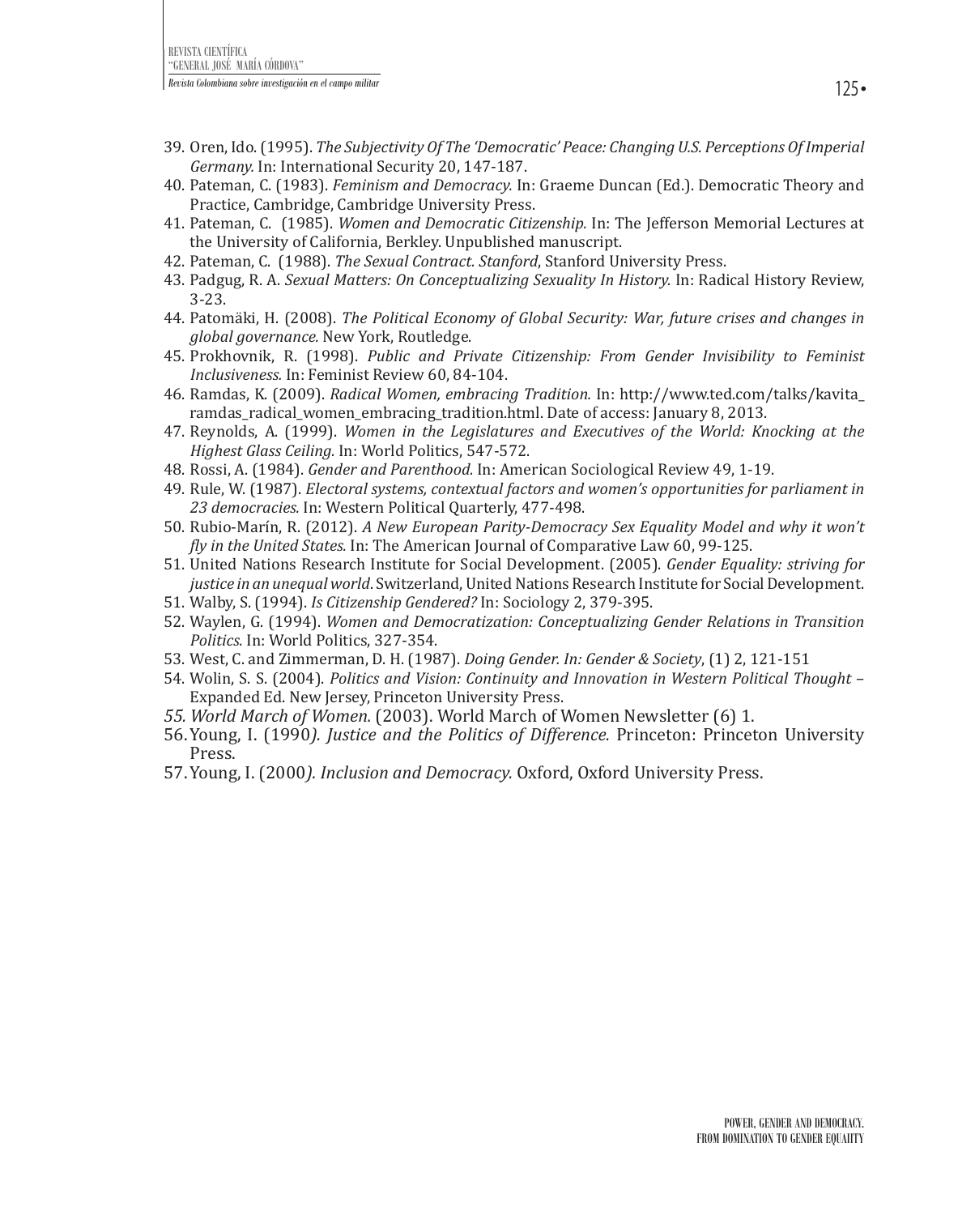39. Oren, Ido. (1995). *The Subjectivity Of The 'Democratic' Peace: Changing U.S. Perceptions Of Imperial Germany.* In: International Security 20, 147-187.
40. Pateman, C. (1983). *Feminism and Democracy.* In: Graeme Duncan (Ed.). Democratic Theory and Practice, Cambridge, Cambridge University Press.
41. Pateman, C. (1985). *Women and Democratic Citizenship.* In: The Jefferson Memorial Lectures at the University of California, Berkley. Unpublished manuscript.
42. Pateman, C. (1988). *The Sexual Contract. Stanford*, Stanford University Press.
43. Padgug, R. A. *Sexual Matters: On Conceptualizing Sexuality In History.* In: Radical History Review, 3-23.
44. Patomäki, H. (2008). *The Political Economy of Global Security: War, future crises and changes in global governance.* New York, Routledge.
45. Prokhovnik, R. (1998). *Public and Private Citizenship: From Gender Invisibility to Feminist Inclusiveness.* In: Feminist Review 60, 84-104.
46. Ramdas, K. (2009). *Radical Women, embracing Tradition.* In: http://www.ted.com/talks/kavita_ramdas_radical_women_embracing_tradition.html. Date of access: January 8, 2013.
47. Reynolds, A. (1999). *Women in the Legislatures and Executives of the World: Knocking at the Highest Glass Ceiling.* In: World Politics, 547-572.
48. Rossi, A. (1984). *Gender and Parenthood.* In: American Sociological Review 49, 1-19.
49. Rule, W. (1987). *Electoral systems, contextual factors and women's opportunities for parliament in 23 democracies.* In: Western Political Quarterly, 477-498.
50. Rubio-Marín, R. (2012). *A New European Parity-Democracy Sex Equality Model and why it won't fly in the United States.* In: The American Journal of Comparative Law 60, 99-125.
51. United Nations Research Institute for Social Development. (2005). *Gender Equality: striving for justice in an unequal world*. Switzerland, United Nations Research Institute for Social Development.
51. Walby, S. (1994). *Is Citizenship Gendered?* In: Sociology 2, 379-395.
52. Waylen, G. (1994). *Women and Democratization: Conceptualizing Gender Relations in Transition Politics.* In: World Politics, 327-354.
53. West, C. and Zimmerman, D. H. (1987). *Doing Gender. In: Gender & Society*, (1) 2, 121-151
54. Wolin, S. S. (2004). *Politics and Vision: Continuity and Innovation in Western Political Thought* – Expanded Ed. New Jersey, Princeton University Press.
55. *World March of Women.* (2003). World March of Women Newsletter (6) 1.
56. Young, I. (1990*). Justice and the Politics of Difference.* Princeton: Princeton University Press.
57. Young, I. (2000*). Inclusion and Democracy.* Oxford, Oxford University Press.